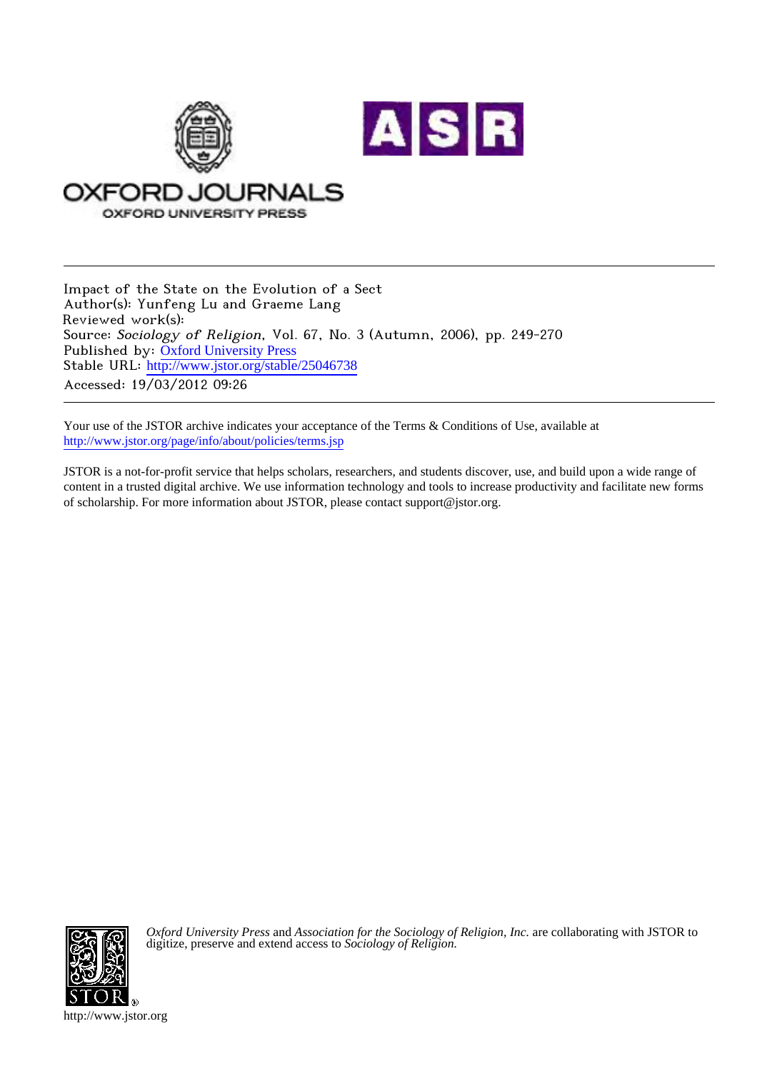OXFORD JOURNALS
OXFORD UNIVERSITY PRESS

ASR

---

Impact of the State on the Evolution of a Sect
Author(s): Yunfeng Lu and Graeme Lang
Reviewed work(s):
Source: *Sociology of Religion*, Vol. 67, No. 3 (Autumn, 2006), pp. 249-270
Published by: Oxford University Press
Stable URL: http://www.jstor.org/stable/25046738
Accessed: 19/03/2012 09:26

---

Your use of the JSTOR archive indicates your acceptance of the Terms & Conditions of Use, available at
http://www.jstor.org/page/info/about/policies/terms.jsp

JSTOR is a not-for-profit service that helps scholars, researchers, and students discover, use, and build upon a wide range of content in a trusted digital archive. We use information technology and tools to increase productivity and facilitate new forms of scholarship. For more information about JSTOR, please contact support@jstor.org.

*Oxford University Press* and *Association for the Sociology of Religion, Inc.* are collaborating with JSTOR to digitize, preserve and extend access to *Sociology of Religion.*

http://www.jstor.org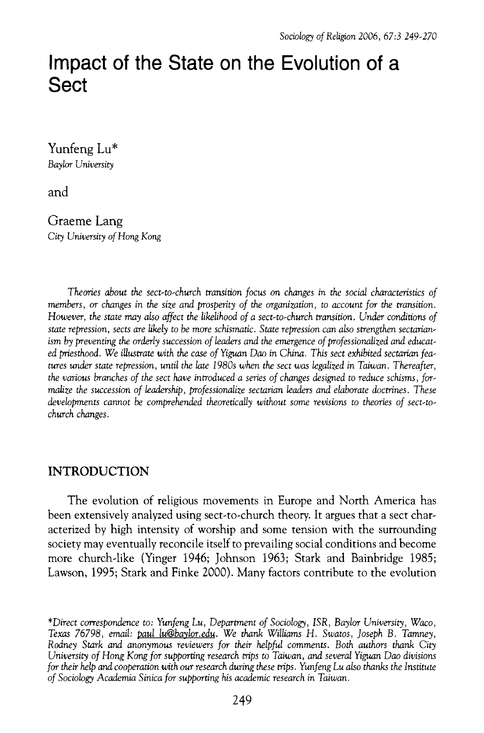# Impact of the State on the Evolution of a Sect

Yunfeng Lu*
*Baylor University*

and

Graeme Lang
*City University of Hong Kong*

*Theories about the sect-to-church transition focus on changes in the social characteristics of members, or changes in the size and prosperity of the organization, to account for the transition. However, the state may also affect the likelihood of a sect-to-church transition. Under conditions of state repression, sects are likely to be more schismatic. State repression can also strengthen sectarianism by preventing the orderly succession of leaders and the emergence of professionalized and educated priesthood. We illustrate with the case of Yiguan Dao in China. This sect exhibited sectarian features under state repression, until the late 1980s when the sect was legalized in Taiwan. Thereafter, the various branches of the sect have introduced a series of changes designed to reduce schisms, formalize the succession of leadership, professionalize sectarian leaders and elaborate doctrines. These developments cannot be comprehended theoretically without some revisions to theories of sect-to-church changes.*

## INTRODUCTION

The evolution of religious movements in Europe and North America has been extensively analyzed using sect-to-church theory. It argues that a sect characterized by high intensity of worship and some tension with the surrounding society may eventually reconcile itself to prevailing social conditions and become more church-like (Yinger 1946; Johnson 1963; Stark and Bainbridge 1985; Lawson, 1995; Stark and Finke 2000). Many factors contribute to the evolution

*Direct correspondence to: Yunfeng Lu, Department of Sociology, ISR, Baylor University, Waco, Texas 76798, email: paul_lu@baylor.edu. We thank Williams H. Swatos, Joseph B. Tamney, Rodney Stark and anonymous reviewers for their helpful comments. Both authors thank City University of Hong Kong for supporting research trips to Taiwan, and several Yiguan Dao divisions for their help and cooperation with our research during these trips. Yunfeng Lu also thanks the Institute of Sociology Academia Sinica for supporting his academic research in Taiwan.*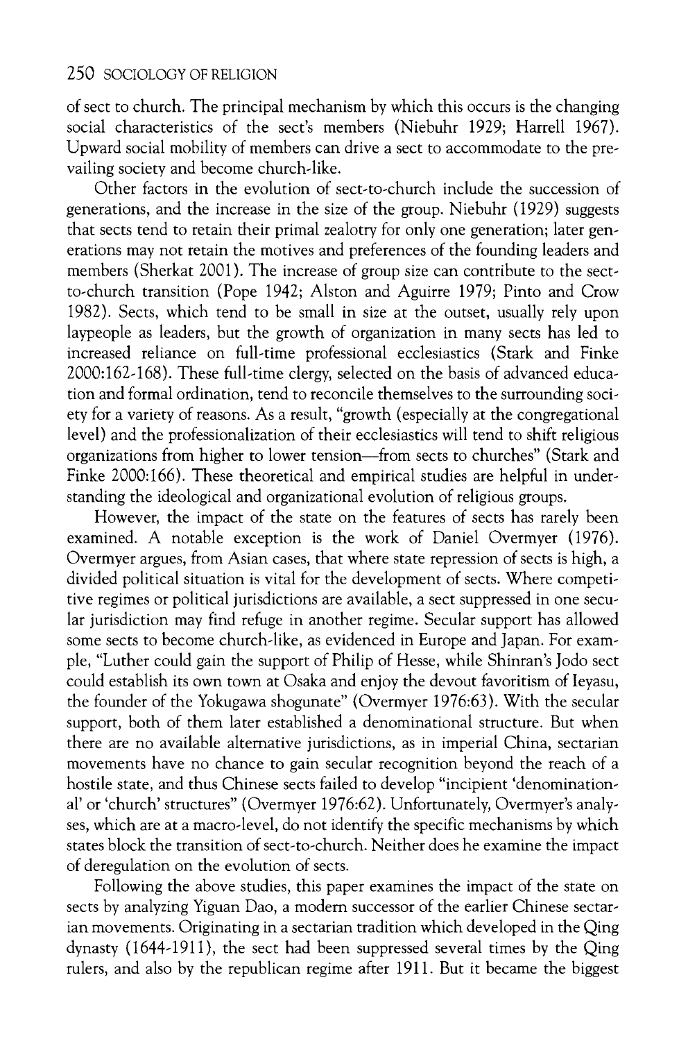of sect to church. The principal mechanism by which this occurs is the changing social characteristics of the sect's members (Niebuhr 1929; Harrell 1967). Upward social mobility of members can drive a sect to accommodate to the prevailing society and become church-like.

Other factors in the evolution of sect-to-church include the succession of generations, and the increase in the size of the group. Niebuhr (1929) suggests that sects tend to retain their primal zealotry for only one generation; later generations may not retain the motives and preferences of the founding leaders and members (Sherkat 2001). The increase of group size can contribute to the sect-to-church transition (Pope 1942; Alston and Aguirre 1979; Pinto and Crow 1982). Sects, which tend to be small in size at the outset, usually rely upon laypeople as leaders, but the growth of organization in many sects has led to increased reliance on full-time professional ecclesiastics (Stark and Finke 2000:162-168). These full-time clergy, selected on the basis of advanced education and formal ordination, tend to reconcile themselves to the surrounding society for a variety of reasons. As a result, "growth (especially at the congregational level) and the professionalization of their ecclesiastics will tend to shift religious organizations from higher to lower tension—from sects to churches" (Stark and Finke 2000:166). These theoretical and empirical studies are helpful in understanding the ideological and organizational evolution of religious groups.

However, the impact of the state on the features of sects has rarely been examined. A notable exception is the work of Daniel Overmyer (1976). Overmyer argues, from Asian cases, that where state repression of sects is high, a divided political situation is vital for the development of sects. Where competitive regimes or political jurisdictions are available, a sect suppressed in one secular jurisdiction may find refuge in another regime. Secular support has allowed some sects to become church-like, as evidenced in Europe and Japan. For example, "Luther could gain the support of Philip of Hesse, while Shinran's Jodo sect could establish its own town at Osaka and enjoy the devout favoritism of Ieyasu, the founder of the Yokugawa shogunate" (Overmyer 1976:63). With the secular support, both of them later established a denominational structure. But when there are no available alternative jurisdictions, as in imperial China, sectarian movements have no chance to gain secular recognition beyond the reach of a hostile state, and thus Chinese sects failed to develop "incipient 'denominational' or 'church' structures" (Overmyer 1976:62). Unfortunately, Overmyer's analyses, which are at a macro-level, do not identify the specific mechanisms by which states block the transition of sect-to-church. Neither does he examine the impact of deregulation on the evolution of sects.

Following the above studies, this paper examines the impact of the state on sects by analyzing Yiguan Dao, a modern successor of the earlier Chinese sectarian movements. Originating in a sectarian tradition which developed in the Qing dynasty (1644-1911), the sect had been suppressed several times by the Qing rulers, and also by the republican regime after 1911. But it became the biggest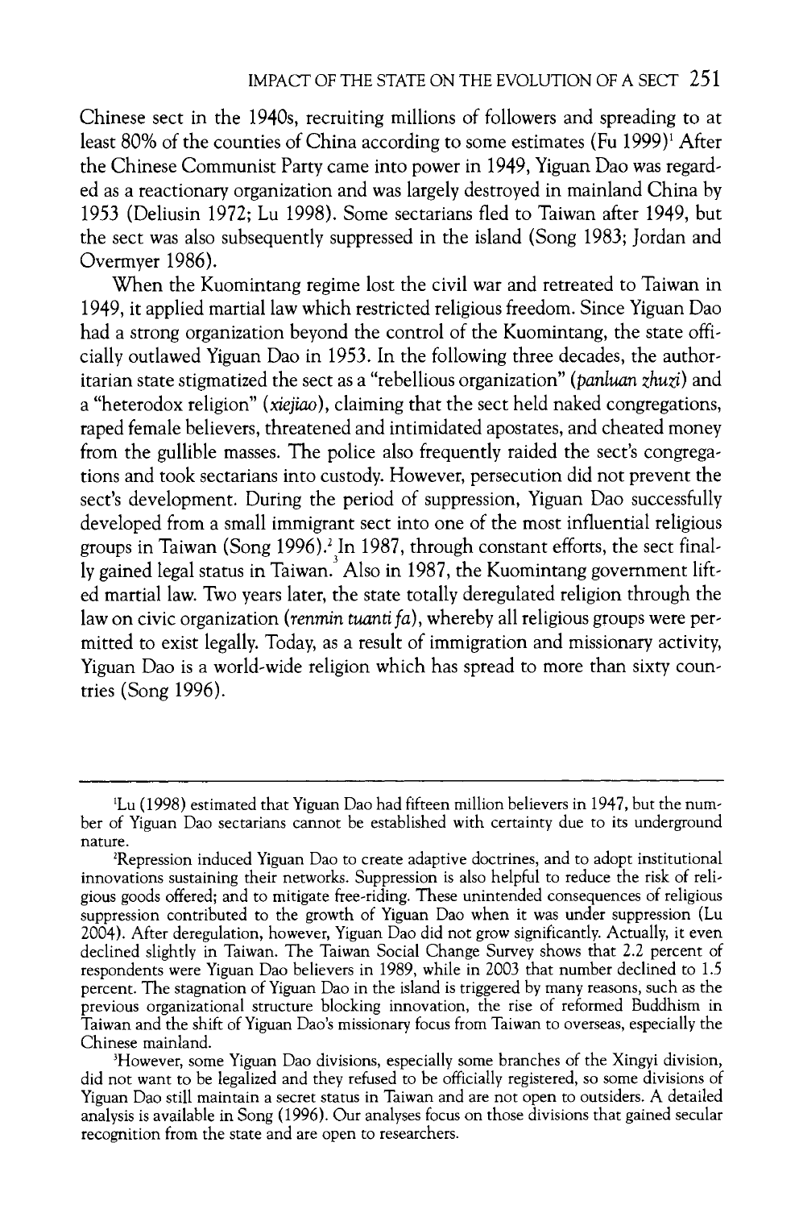Chinese sect in the 1940s, recruiting millions of followers and spreading to at least 80% of the counties of China according to some estimates (Fu 1999)[1] After the Chinese Communist Party came into power in 1949, Yiguan Dao was regarded as a reactionary organization and was largely destroyed in mainland China by 1953 (Deliusin 1972; Lu 1998). Some sectarians fled to Taiwan after 1949, but the sect was also subsequently suppressed in the island (Song 1983; Jordan and Overmyer 1986).

When the Kuomintang regime lost the civil war and retreated to Taiwan in 1949, it applied martial law which restricted religious freedom. Since Yiguan Dao had a strong organization beyond the control of the Kuomintang, the state officially outlawed Yiguan Dao in 1953. In the following three decades, the authoritarian state stigmatized the sect as a "rebellious organization" (*panluan zhuzi*) and a "heterodox religion" (*xiejiao*), claiming that the sect held naked congregations, raped female believers, threatened and intimidated apostates, and cheated money from the gullible masses. The police also frequently raided the sect's congregations and took sectarians into custody. However, persecution did not prevent the sect's development. During the period of suppression, Yiguan Dao successfully developed from a small immigrant sect into one of the most influential religious groups in Taiwan (Song 1996).[2] In 1987, through constant efforts, the sect finally gained legal status in Taiwan.[3] Also in 1987, the Kuomintang government lifted martial law. Two years later, the state totally deregulated religion through the law on civic organization (*renmin tuanti fa*), whereby all religious groups were permitted to exist legally. Today, as a result of immigration and missionary activity, Yiguan Dao is a world-wide religion which has spread to more than sixty countries (Song 1996).

---

[1] Lu (1998) estimated that Yiguan Dao had fifteen million believers in 1947, but the number of Yiguan Dao sectarians cannot be established with certainty due to its underground nature.

[2] Repression induced Yiguan Dao to create adaptive doctrines, and to adopt institutional innovations sustaining their networks. Suppression is also helpful to reduce the risk of religious goods offered; and to mitigate free-riding. These unintended consequences of religious suppression contributed to the growth of Yiguan Dao when it was under suppression (Lu 2004). After deregulation, however, Yiguan Dao did not grow significantly. Actually, it even declined slightly in Taiwan. The Taiwan Social Change Survey shows that 2.2 percent of respondents were Yiguan Dao believers in 1989, while in 2003 that number declined to 1.5 percent. The stagnation of Yiguan Dao in the island is triggered by many reasons, such as the previous organizational structure blocking innovation, the rise of reformed Buddhism in Taiwan and the shift of Yiguan Dao's missionary focus from Taiwan to overseas, especially the Chinese mainland.

[3] However, some Yiguan Dao divisions, especially some branches of the Xingyi division, did not want to be legalized and they refused to be officially registered, so some divisions of Yiguan Dao still maintain a secret status in Taiwan and are not open to outsiders. A detailed analysis is available in Song (1996). Our analyses focus on those divisions that gained secular recognition from the state and are open to researchers.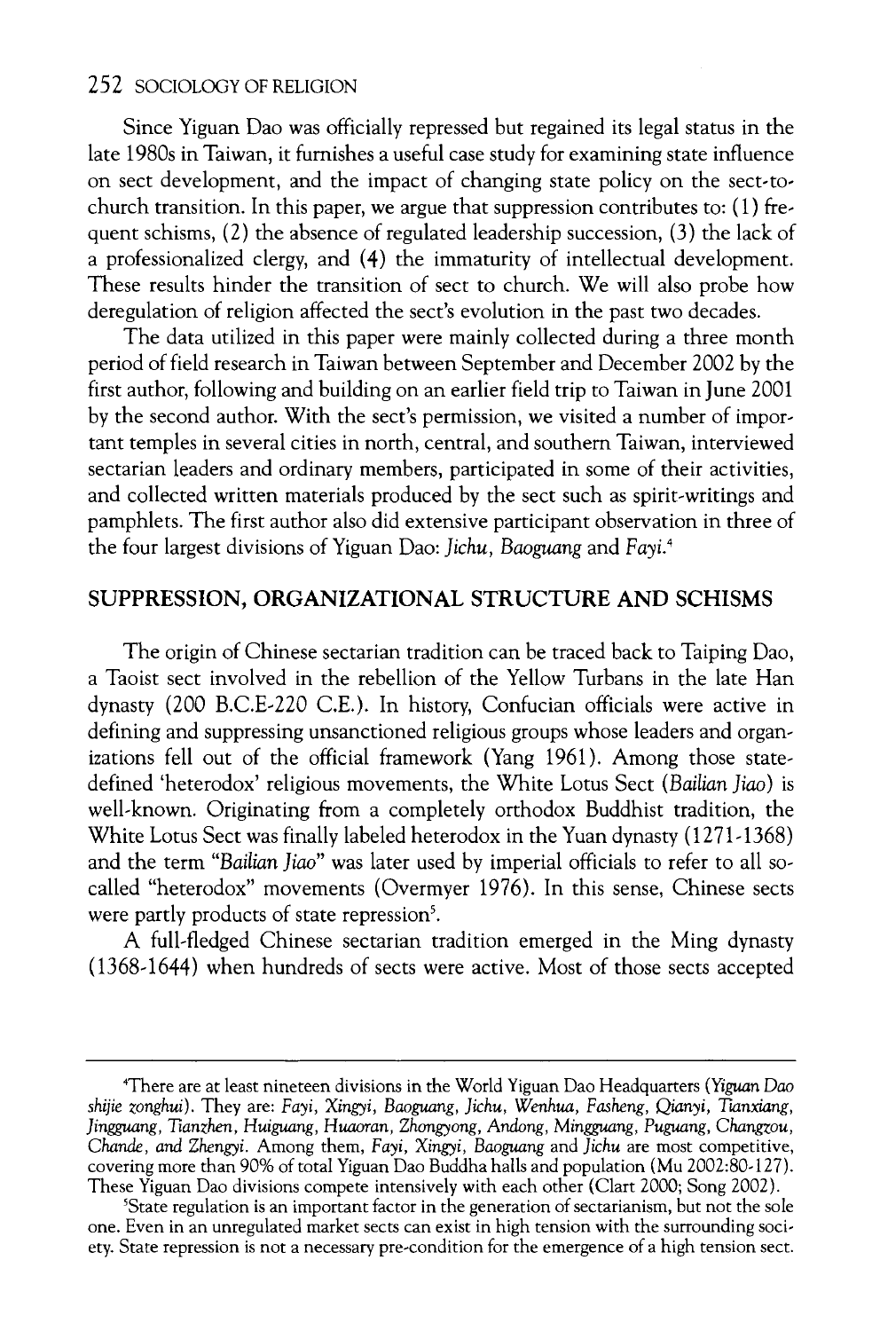Since Yiguan Dao was officially repressed but regained its legal status in the late 1980s in Taiwan, it furnishes a useful case study for examining state influence on sect development, and the impact of changing state policy on the sect-to-church transition. In this paper, we argue that suppression contributes to: (1) frequent schisms, (2) the absence of regulated leadership succession, (3) the lack of a professionalized clergy, and (4) the immaturity of intellectual development. These results hinder the transition of sect to church. We will also probe how deregulation of religion affected the sect's evolution in the past two decades.

The data utilized in this paper were mainly collected during a three month period of field research in Taiwan between September and December 2002 by the first author, following and building on an earlier field trip to Taiwan in June 2001 by the second author. With the sect's permission, we visited a number of important temples in several cities in north, central, and southern Taiwan, interviewed sectarian leaders and ordinary members, participated in some of their activities, and collected written materials produced by the sect such as spirit-writings and pamphlets. The first author also did extensive participant observation in three of the four largest divisions of Yiguan Dao: *Jichu*, *Baoguang* and *Fayi*.[4]

## SUPPRESSION, ORGANIZATIONAL STRUCTURE AND SCHISMS

The origin of Chinese sectarian tradition can be traced back to Taiping Dao, a Taoist sect involved in the rebellion of the Yellow Turbans in the late Han dynasty (200 B.C.E-220 C.E.). In history, Confucian officials were active in defining and suppressing unsanctioned religious groups whose leaders and organizations fell out of the official framework (Yang 1961). Among those state-defined 'heterodox' religious movements, the White Lotus Sect (*Bailian Jiao*) is well-known. Originating from a completely orthodox Buddhist tradition, the White Lotus Sect was finally labeled heterodox in the Yuan dynasty (1271-1368) and the term "*Bailian Jiao*" was later used by imperial officials to refer to all so-called "heterodox" movements (Overmyer 1976). In this sense, Chinese sects were partly products of state repression[5].

A full-fledged Chinese sectarian tradition emerged in the Ming dynasty (1368-1644) when hundreds of sects were active. Most of those sects accepted

---

[4]There are at least nineteen divisions in the World Yiguan Dao Headquarters (*Yiguan Dao shijie zonghui*). They are: *Fayi, Xingyi, Baoguang, Jichu, Wenhua, Fasheng, Qianyi, Tianxiang, Jingguang, Tianzhen, Huiguang, Huaoran, Zhongyong, Andong, Mingguang, Puguang, Changzou, Chande, and Zhengyi*. Among them, *Fayi, Xingyi, Baoguang* and *Jichu* are most competitive, covering more than 90% of total Yiguan Dao Buddha halls and population (Mu 2002:80-127). These Yiguan Dao divisions compete intensively with each other (Clart 2000; Song 2002).

[5]State regulation is an important factor in the generation of sectarianism, but not the sole one. Even in an unregulated market sects can exist in high tension with the surrounding society. State repression is not a necessary pre-condition for the emergence of a high tension sect.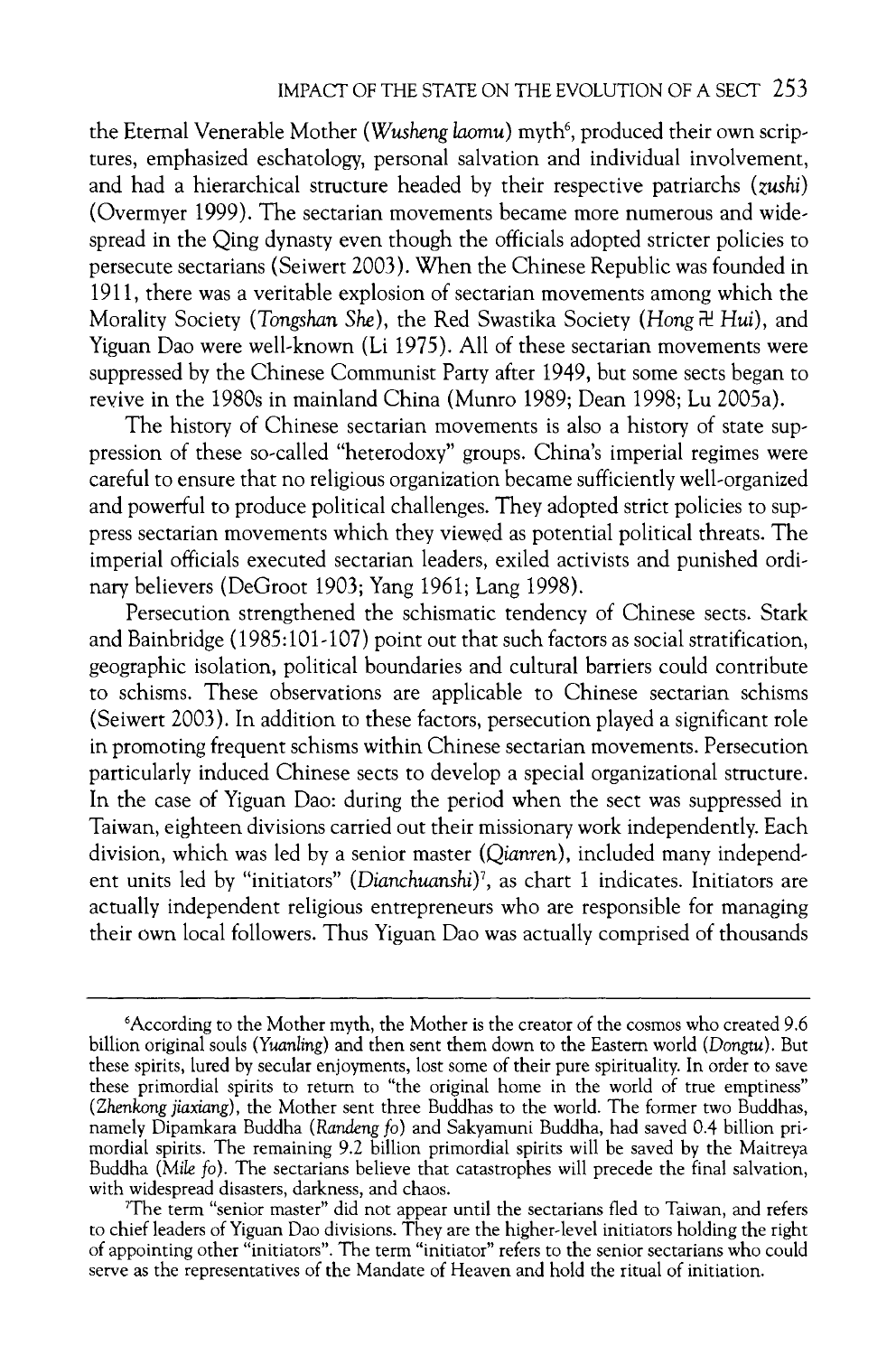the Eternal Venerable Mother (*Wusheng laomu*) myth[6], produced their own scriptures, emphasized eschatology, personal salvation and individual involvement, and had a hierarchical structure headed by their respective patriarchs (*zushi*) (Overmyer 1999). The sectarian movements became more numerous and widespread in the Qing dynasty even though the officials adopted stricter policies to persecute sectarians (Seiwert 2003). When the Chinese Republic was founded in 1911, there was a veritable explosion of sectarian movements among which the Morality Society (*Tongshan She*), the Red Swastika Society (*Hong 卍 Hui*), and Yiguan Dao were well-known (Li 1975). All of these sectarian movements were suppressed by the Chinese Communist Party after 1949, but some sects began to revive in the 1980s in mainland China (Munro 1989; Dean 1998; Lu 2005a).

The history of Chinese sectarian movements is also a history of state suppression of these so-called "heterodoxy" groups. China's imperial regimes were careful to ensure that no religious organization became sufficiently well-organized and powerful to produce political challenges. They adopted strict policies to suppress sectarian movements which they viewed as potential political threats. The imperial officials executed sectarian leaders, exiled activists and punished ordinary believers (DeGroot 1903; Yang 1961; Lang 1998).

Persecution strengthened the schismatic tendency of Chinese sects. Stark and Bainbridge (1985:101-107) point out that such factors as social stratification, geographic isolation, political boundaries and cultural barriers could contribute to schisms. These observations are applicable to Chinese sectarian schisms (Seiwert 2003). In addition to these factors, persecution played a significant role in promoting frequent schisms within Chinese sectarian movements. Persecution particularly induced Chinese sects to develop a special organizational structure. In the case of Yiguan Dao: during the period when the sect was suppressed in Taiwan, eighteen divisions carried out their missionary work independently. Each division, which was led by a senior master (*Qianren*), included many independent units led by "initiators" (*Dianchuanshi*)[7], as chart 1 indicates. Initiators are actually independent religious entrepreneurs who are responsible for managing their own local followers. Thus Yiguan Dao was actually comprised of thousands

---

[6]According to the Mother myth, the Mother is the creator of the cosmos who created 9.6 billion original souls (*Yuanling*) and then sent them down to the Eastern world (*Dongtu*). But these spirits, lured by secular enjoyments, lost some of their pure spirituality. In order to save these primordial spirits to return to "the original home in the world of true emptiness" (*Zhenkong jiaxiang*), the Mother sent three Buddhas to the world. The former two Buddhas, namely Dipamkara Buddha (*Randeng fo*) and Sakyamuni Buddha, had saved 0.4 billion primordial spirits. The remaining 9.2 billion primordial spirits will be saved by the Maitreya Buddha (*Mile fo*). The sectarians believe that catastrophes will precede the final salvation, with widespread disasters, darkness, and chaos.

[7]The term "senior master" did not appear until the sectarians fled to Taiwan, and refers to chief leaders of Yiguan Dao divisions. They are the higher-level initiators holding the right of appointing other "initiators". The term "initiator" refers to the senior sectarians who could serve as the representatives of the Mandate of Heaven and hold the ritual of initiation.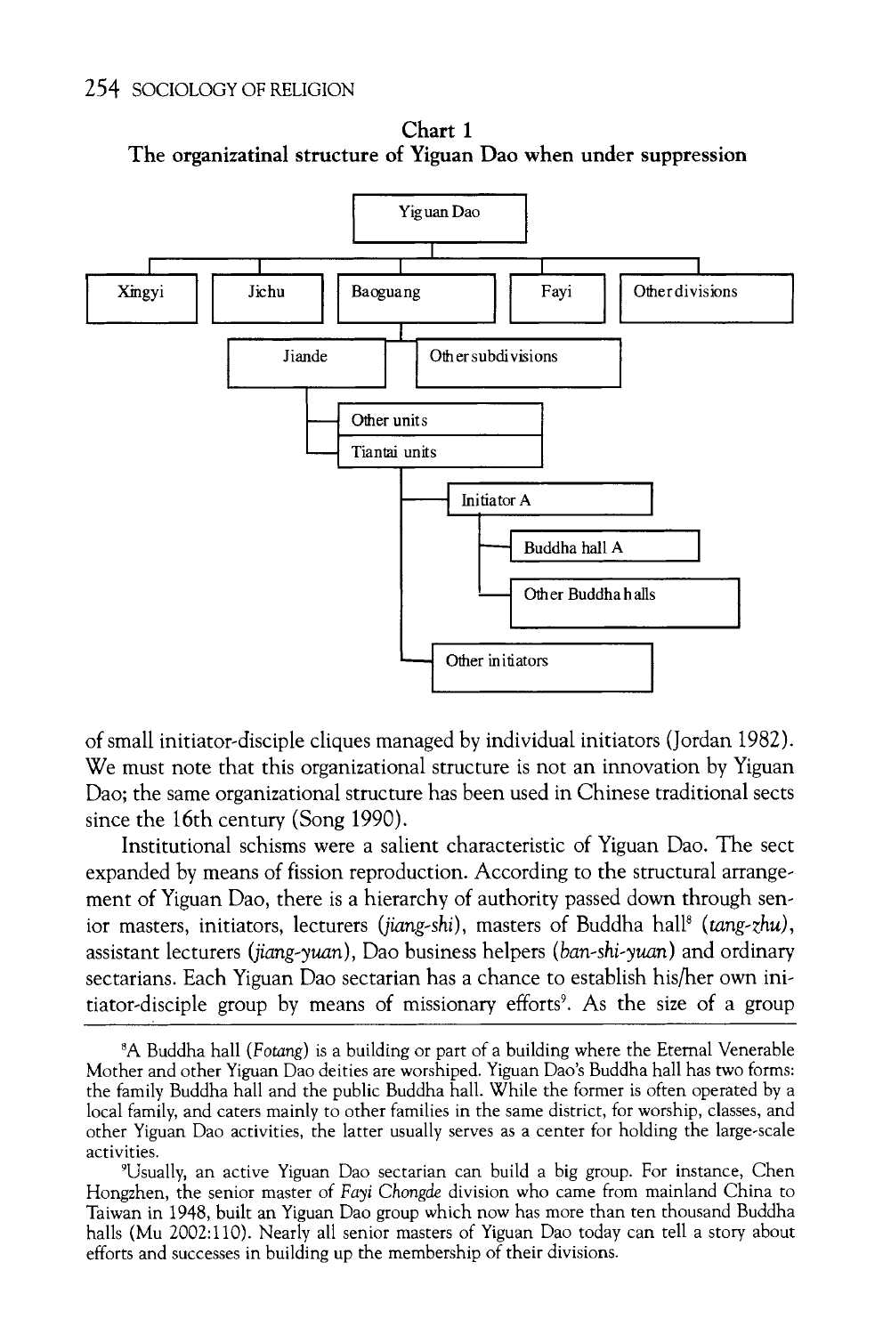**Chart 1**
**The organizatinal structure of Yiguan Dao when under suppression**

- Yiguan Dao
  - Xingyi
  - Jichu
  - Baoguang
    - Jiande
      - Other units
      - Tiantai units
        - Initiator A
          - Buddha hall A
          - Other Buddha halls
        - Other initiators
    - Other subdivisions
  - Fayi
  - Other divisions

of small initiator-disciple cliques managed by individual initiators (Jordan 1982). We must note that this organizational structure is not an innovation by Yiguan Dao; the same organizational structure has been used in Chinese traditional sects since the 16th century (Song 1990).

Institutional schisms were a salient characteristic of Yiguan Dao. The sect expanded by means of fission reproduction. According to the structural arrangement of Yiguan Dao, there is a hierarchy of authority passed down through senior masters, initiators, lecturers (*jiang-shi*), masters of Buddha hall[8] (*tang-zhu*), assistant lecturers (*jiang-yuan*), Dao business helpers (*ban-shi-yuan*) and ordinary sectarians. Each Yiguan Dao sectarian has a chance to establish his/her own initiator-disciple group by means of missionary efforts[9]. As the size of a group

---

[8]A Buddha hall (*Fotang*) is a building or part of a building where the Eternal Venerable Mother and other Yiguan Dao deities are worshiped. Yiguan Dao's Buddha hall has two forms: the family Buddha hall and the public Buddha hall. While the former is often operated by a local family, and caters mainly to other families in the same district, for worship, classes, and other Yiguan Dao activities, the latter usually serves as a center for holding the large-scale activities.

[9]Usually, an active Yiguan Dao sectarian can build a big group. For instance, Chen Hongzhen, the senior master of *Fayi Chongde* division who came from mainland China to Taiwan in 1948, built an Yiguan Dao group which now has more than ten thousand Buddha halls (Mu 2002:110). Nearly all senior masters of Yiguan Dao today can tell a story about efforts and successes in building up the membership of their divisions.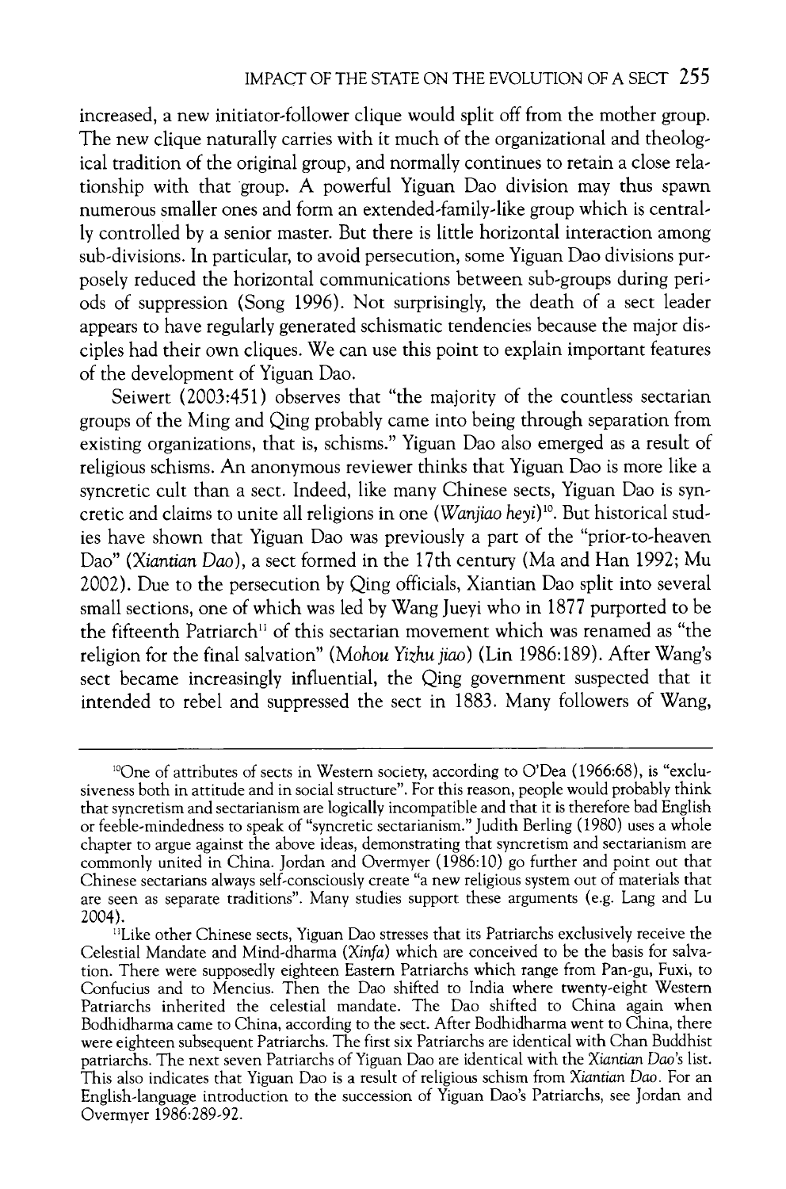increased, a new initiator-follower clique would split off from the mother group. The new clique naturally carries with it much of the organizational and theological tradition of the original group, and normally continues to retain a close relationship with that group. A powerful Yiguan Dao division may thus spawn numerous smaller ones and form an extended-family-like group which is centrally controlled by a senior master. But there is little horizontal interaction among sub-divisions. In particular, to avoid persecution, some Yiguan Dao divisions purposely reduced the horizontal communications between sub-groups during periods of suppression (Song 1996). Not surprisingly, the death of a sect leader appears to have regularly generated schismatic tendencies because the major disciples had their own cliques. We can use this point to explain important features of the development of Yiguan Dao.

Seiwert (2003:451) observes that "the majority of the countless sectarian groups of the Ming and Qing probably came into being through separation from existing organizations, that is, schisms." Yiguan Dao also emerged as a result of religious schisms. An anonymous reviewer thinks that Yiguan Dao is more like a syncretic cult than a sect. Indeed, like many Chinese sects, Yiguan Dao is syncretic and claims to unite all religions in one (*Wanjiao heyi*)[10]. But historical studies have shown that Yiguan Dao was previously a part of the "prior-to-heaven Dao" (*Xiantian Dao*), a sect formed in the 17th century (Ma and Han 1992; Mu 2002). Due to the persecution by Qing officials, Xiantian Dao split into several small sections, one of which was led by Wang Jueyi who in 1877 purported to be the fifteenth Patriarch[11] of this sectarian movement which was renamed as "the religion for the final salvation" (*Mohou Yizhu jiao*) (Lin 1986:189). After Wang's sect became increasingly influential, the Qing government suspected that it intended to rebel and suppressed the sect in 1883. Many followers of Wang,

---

[10]One of attributes of sects in Western society, according to O'Dea (1966:68), is "exclusiveness both in attitude and in social structure". For this reason, people would probably think that syncretism and sectarianism are logically incompatible and that it is therefore bad English or feeble-mindedness to speak of "syncretic sectarianism." Judith Berling (1980) uses a whole chapter to argue against the above ideas, demonstrating that syncretism and sectarianism are commonly united in China. Jordan and Overmyer (1986:10) go further and point out that Chinese sectarians always self-consciously create "a new religious system out of materials that are seen as separate traditions". Many studies support these arguments (e.g. Lang and Lu 2004).

[11]Like other Chinese sects, Yiguan Dao stresses that its Patriarchs exclusively receive the Celestial Mandate and Mind-dharma (*Xinfa*) which are conceived to be the basis for salvation. There were supposedly eighteen Eastern Patriarchs which range from Pan-gu, Fuxi, to Confucius and to Mencius. Then the Dao shifted to India where twenty-eight Western Patriarchs inherited the celestial mandate. The Dao shifted to China again when Bodhidharma came to China, according to the sect. After Bodhidharma went to China, there were eighteen subsequent Patriarchs. The first six Patriarchs are identical with Chan Buddhist patriarchs. The next seven Patriarchs of Yiguan Dao are identical with the *Xiantian Dao's* list. This also indicates that Yiguan Dao is a result of religious schism from *Xiantian Dao*. For an English-language introduction to the succession of Yiguan Dao's Patriarchs, see Jordan and Overmyer 1986:289-92.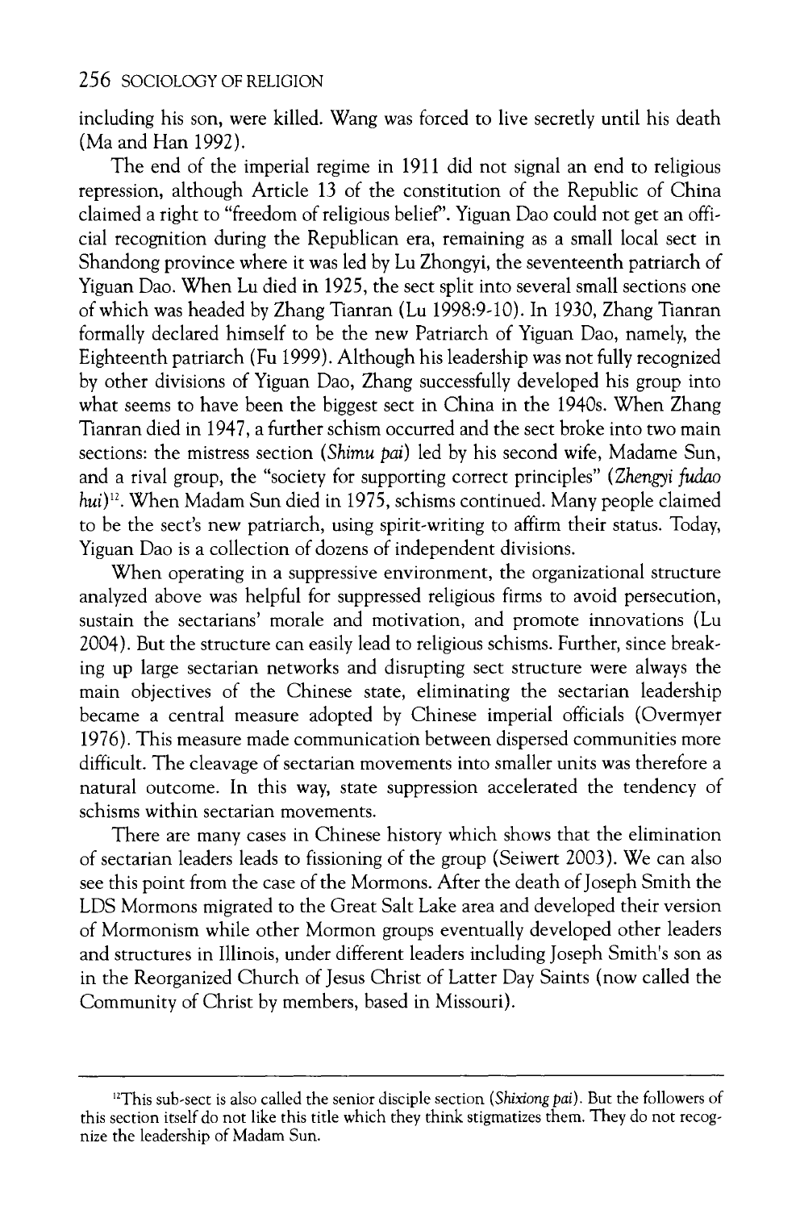including his son, were killed. Wang was forced to live secretly until his death (Ma and Han 1992).

The end of the imperial regime in 1911 did not signal an end to religious repression, although Article 13 of the constitution of the Republic of China claimed a right to "freedom of religious belief". Yiguan Dao could not get an official recognition during the Republican era, remaining as a small local sect in Shandong province where it was led by Lu Zhongyi, the seventeenth patriarch of Yiguan Dao. When Lu died in 1925, the sect split into several small sections one of which was headed by Zhang Tianran (Lu 1998:9-10). In 1930, Zhang Tianran formally declared himself to be the new Patriarch of Yiguan Dao, namely, the Eighteenth patriarch (Fu 1999). Although his leadership was not fully recognized by other divisions of Yiguan Dao, Zhang successfully developed his group into what seems to have been the biggest sect in China in the 1940s. When Zhang Tianran died in 1947, a further schism occurred and the sect broke into two main sections: the mistress section (*Shimu pai*) led by his second wife, Madame Sun, and a rival group, the "society for supporting correct principles" (*Zhengyi fudao hui*)[12]. When Madam Sun died in 1975, schisms continued. Many people claimed to be the sect's new patriarch, using spirit-writing to affirm their status. Today, Yiguan Dao is a collection of dozens of independent divisions.

When operating in a suppressive environment, the organizational structure analyzed above was helpful for suppressed religious firms to avoid persecution, sustain the sectarians' morale and motivation, and promote innovations (Lu 2004). But the structure can easily lead to religious schisms. Further, since breaking up large sectarian networks and disrupting sect structure were always the main objectives of the Chinese state, eliminating the sectarian leadership became a central measure adopted by Chinese imperial officials (Overmyer 1976). This measure made communication between dispersed communities more difficult. The cleavage of sectarian movements into smaller units was therefore a natural outcome. In this way, state suppression accelerated the tendency of schisms within sectarian movements.

There are many cases in Chinese history which shows that the elimination of sectarian leaders leads to fissioning of the group (Seiwert 2003). We can also see this point from the case of the Mormons. After the death of Joseph Smith the LDS Mormons migrated to the Great Salt Lake area and developed their version of Mormonism while other Mormon groups eventually developed other leaders and structures in Illinois, under different leaders including Joseph Smith's son as in the Reorganized Church of Jesus Christ of Latter Day Saints (now called the Community of Christ by members, based in Missouri).

---

[12]This sub-sect is also called the senior disciple section (*Shixiong pai*). But the followers of this section itself do not like this title which they think stigmatizes them. They do not recognize the leadership of Madam Sun.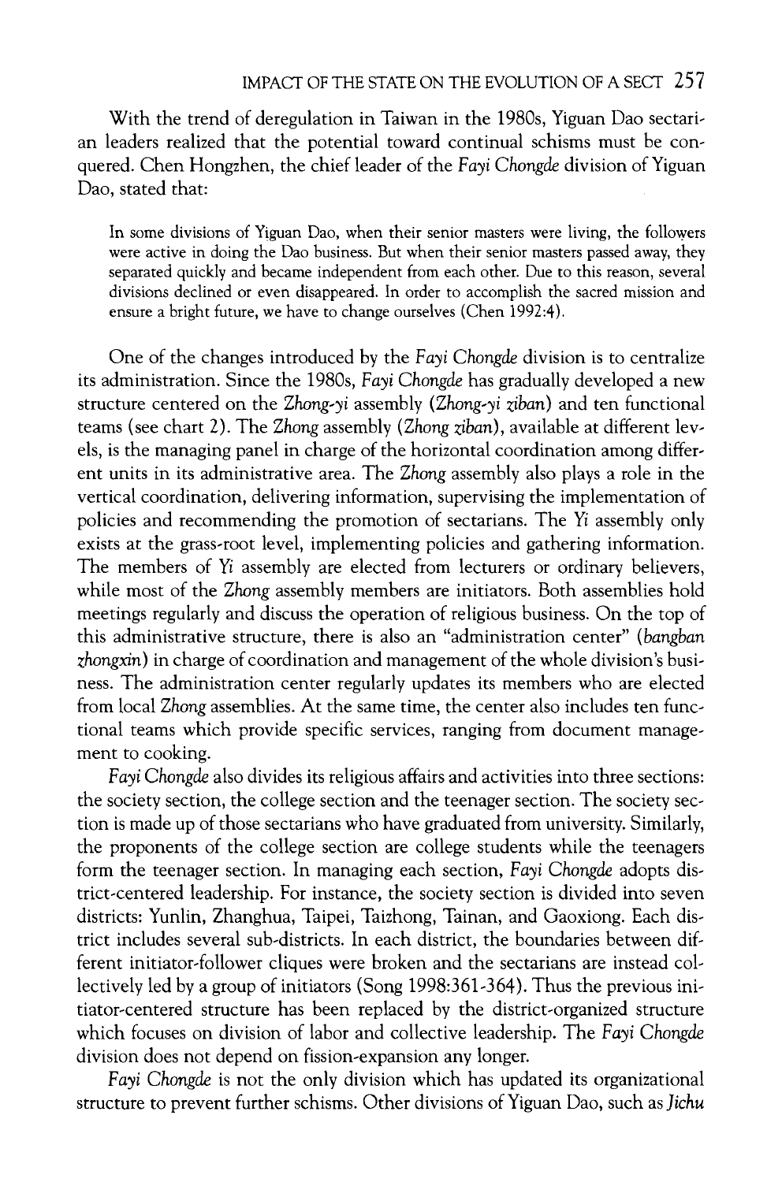With the trend of deregulation in Taiwan in the 1980s, Yiguan Dao sectarian leaders realized that the potential toward continual schisms must be conquered. Chen Hongzhen, the chief leader of the *Fayi Chongde* division of Yiguan Dao, stated that:

> In some divisions of Yiguan Dao, when their senior masters were living, the followers were active in doing the Dao business. But when their senior masters passed away, they separated quickly and became independent from each other. Due to this reason, several divisions declined or even disappeared. In order to accomplish the sacred mission and ensure a bright future, we have to change ourselves (Chen 1992:4).

One of the changes introduced by the *Fayi Chongde* division is to centralize its administration. Since the 1980s, *Fayi Chongde* has gradually developed a new structure centered on the *Zhong-yi* assembly (*Zhong-yi ziban*) and ten functional teams (see chart 2). The *Zhong* assembly (*Zhong ziban*), available at different levels, is the managing panel in charge of the horizontal coordination among different units in its administrative area. The *Zhong* assembly also plays a role in the vertical coordination, delivering information, supervising the implementation of policies and recommending the promotion of sectarians. The *Yi* assembly only exists at the grass-root level, implementing policies and gathering information. The members of *Yi* assembly are elected from lecturers or ordinary believers, while most of the *Zhong* assembly members are initiators. Both assemblies hold meetings regularly and discuss the operation of religious business. On the top of this administrative structure, there is also an "administration center" (*bangban zhongxin*) in charge of coordination and management of the whole division's business. The administration center regularly updates its members who are elected from local *Zhong* assemblies. At the same time, the center also includes ten functional teams which provide specific services, ranging from document management to cooking.

*Fayi Chongde* also divides its religious affairs and activities into three sections: the society section, the college section and the teenager section. The society section is made up of those sectarians who have graduated from university. Similarly, the proponents of the college section are college students while the teenagers form the teenager section. In managing each section, *Fayi Chongde* adopts district-centered leadership. For instance, the society section is divided into seven districts: Yunlin, Zhanghua, Taipei, Taizhong, Tainan, and Gaoxiong. Each district includes several sub-districts. In each district, the boundaries between different initiator-follower cliques were broken and the sectarians are instead collectively led by a group of initiators (Song 1998:361-364). Thus the previous initiator-centered structure has been replaced by the district-organized structure which focuses on division of labor and collective leadership. The *Fayi Chongde* division does not depend on fission-expansion any longer.

*Fayi Chongde* is not the only division which has updated its organizational structure to prevent further schisms. Other divisions of Yiguan Dao, such as *Jichu*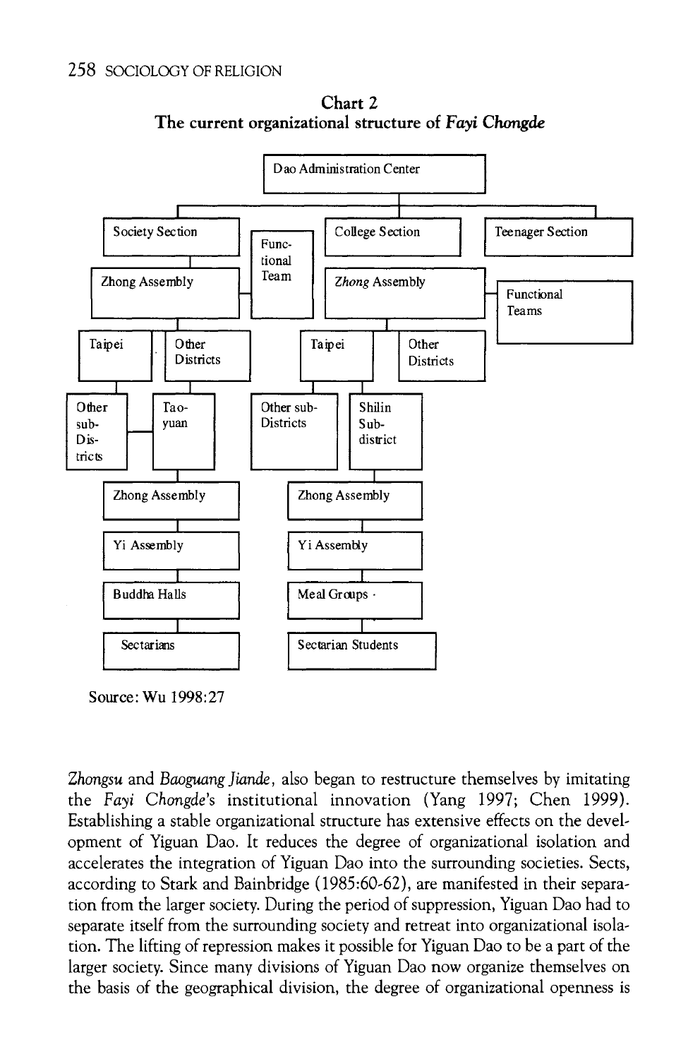**Chart 2**
**The current organizational structure of *Fayi Chongde***

- Dao Administration Center
  - Society Section
    - Zhong Assembly (with Functional Team)
      - Taipei
      - Other Districts
        - Other sub-Districts
        - Tao-yuan
          - Zhong Assembly
            - Yi Assembly
              - Buddha Halls
                - Sectarians
  - College Section
    - *Zhong* Assembly (with Functional Teams)
      - Taipei
        - Other sub-Districts
        - Shilin Sub-district
          - Zhong Assembly
            - Yi Assembly
              - Meal Groups
                - Sectarian Students
      - Other Districts
  - Teenager Section

Source: Wu 1998:27

*Zhongsu* and *Baoguang Jiande*, also began to restructure themselves by imitating the *Fayi Chongde*'s institutional innovation (Yang 1997; Chen 1999). Establishing a stable organizational structure has extensive effects on the development of Yiguan Dao. It reduces the degree of organizational isolation and accelerates the integration of Yiguan Dao into the surrounding societies. Sects, according to Stark and Bainbridge (1985:60-62), are manifested in their separation from the larger society. During the period of suppression, Yiguan Dao had to separate itself from the surrounding society and retreat into organizational isolation. The lifting of repression makes it possible for Yiguan Dao to be a part of the larger society. Since many divisions of Yiguan Dao now organize themselves on the basis of the geographical division, the degree of organizational openness is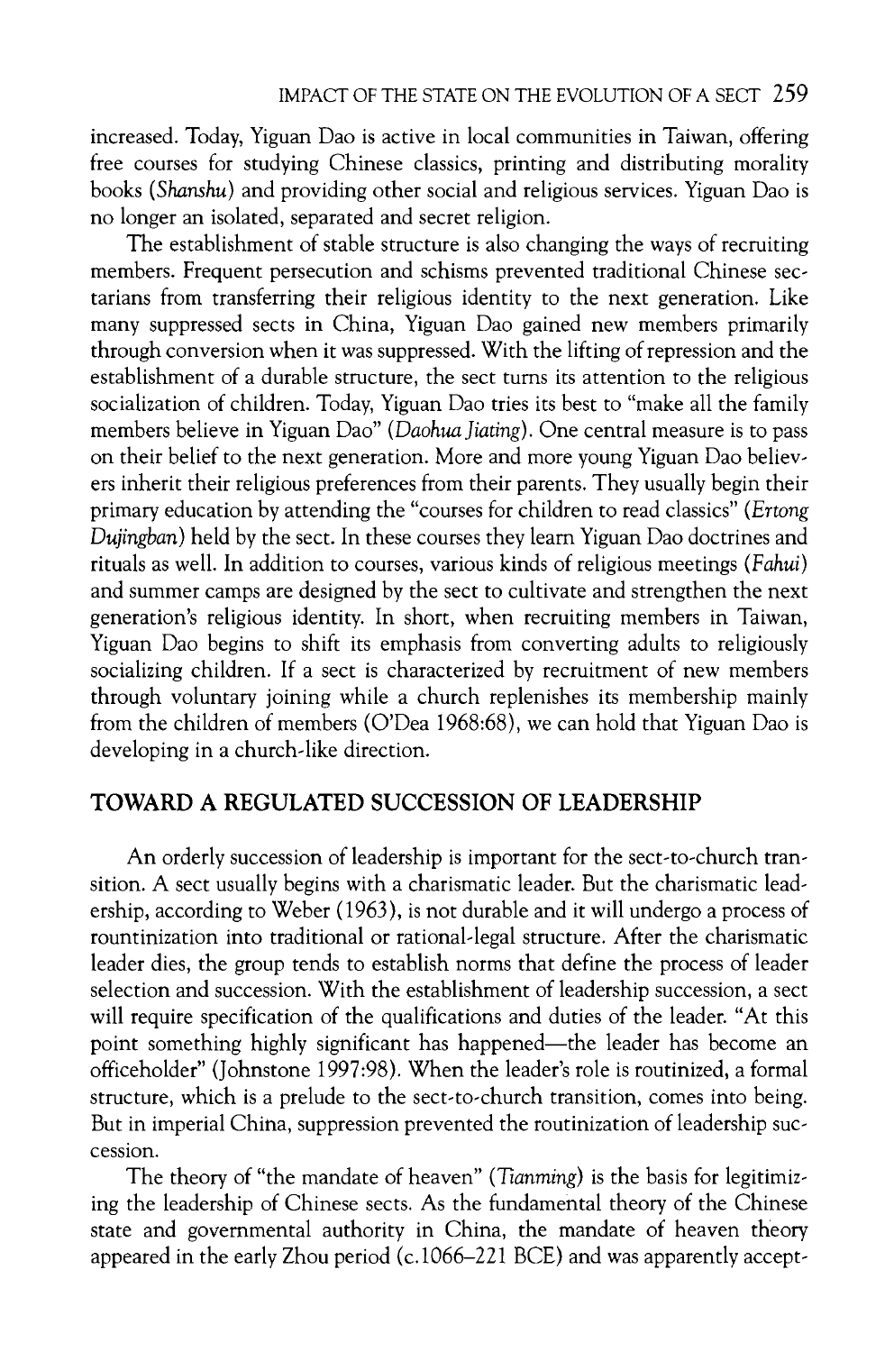increased. Today, Yiguan Dao is active in local communities in Taiwan, offering free courses for studying Chinese classics, printing and distributing morality books (*Shanshu*) and providing other social and religious services. Yiguan Dao is no longer an isolated, separated and secret religion.

The establishment of stable structure is also changing the ways of recruiting members. Frequent persecution and schisms prevented traditional Chinese sectarians from transferring their religious identity to the next generation. Like many suppressed sects in China, Yiguan Dao gained new members primarily through conversion when it was suppressed. With the lifting of repression and the establishment of a durable structure, the sect turns its attention to the religious socialization of children. Today, Yiguan Dao tries its best to "make all the family members believe in Yiguan Dao" (*Daohua Jiating*). One central measure is to pass on their belief to the next generation. More and more young Yiguan Dao believers inherit their religious preferences from their parents. They usually begin their primary education by attending the "courses for children to read classics" (*Ertong Dujingban*) held by the sect. In these courses they learn Yiguan Dao doctrines and rituals as well. In addition to courses, various kinds of religious meetings (*Fahui*) and summer camps are designed by the sect to cultivate and strengthen the next generation's religious identity. In short, when recruiting members in Taiwan, Yiguan Dao begins to shift its emphasis from converting adults to religiously socializing children. If a sect is characterized by recruitment of new members through voluntary joining while a church replenishes its membership mainly from the children of members (O'Dea 1968:68), we can hold that Yiguan Dao is developing in a church-like direction.

## TOWARD A REGULATED SUCCESSION OF LEADERSHIP

An orderly succession of leadership is important for the sect-to-church transition. A sect usually begins with a charismatic leader. But the charismatic leadership, according to Weber (1963), is not durable and it will undergo a process of rountinization into traditional or rational-legal structure. After the charismatic leader dies, the group tends to establish norms that define the process of leader selection and succession. With the establishment of leadership succession, a sect will require specification of the qualifications and duties of the leader. "At this point something highly significant has happened—the leader has become an officeholder" (Johnstone 1997:98). When the leader's role is routinized, a formal structure, which is a prelude to the sect-to-church transition, comes into being. But in imperial China, suppression prevented the routinization of leadership succession.

The theory of "the mandate of heaven" (*Tianming*) is the basis for legitimizing the leadership of Chinese sects. As the fundamental theory of the Chinese state and governmental authority in China, the mandate of heaven theory appeared in the early Zhou period (c.1066–221 BCE) and was apparently accept-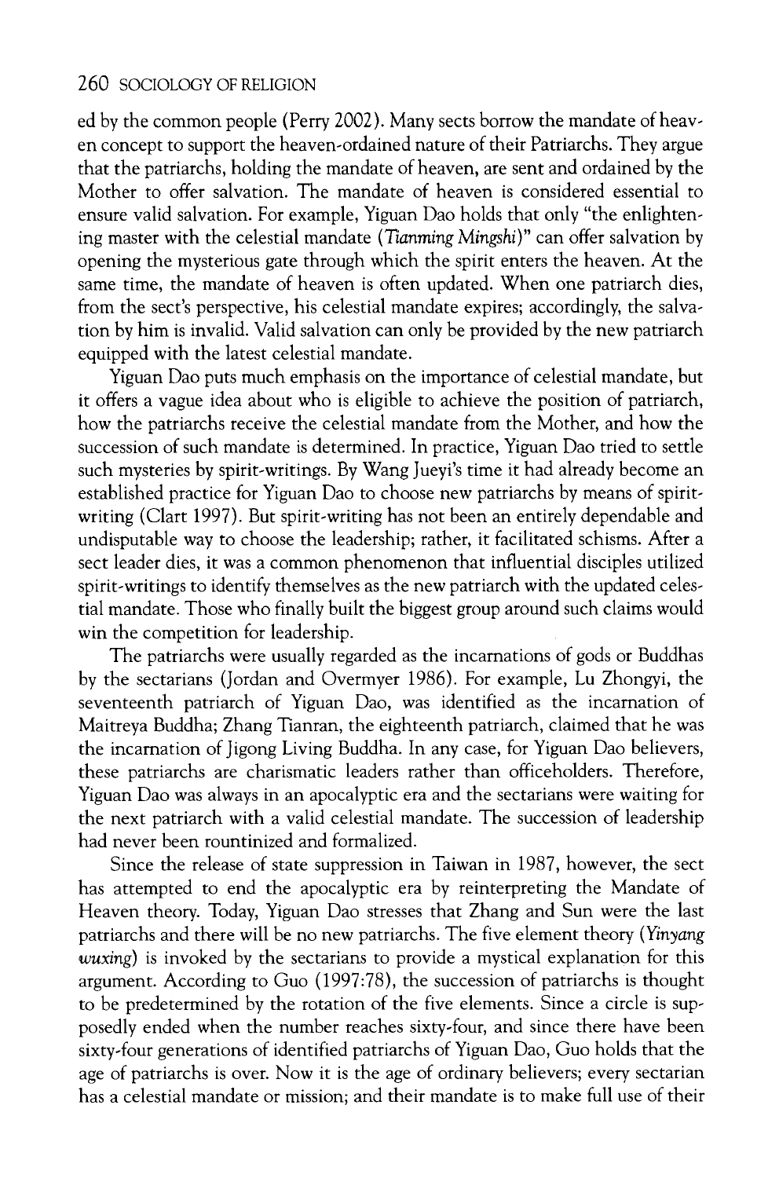ed by the common people (Perry 2002). Many sects borrow the mandate of heaven concept to support the heaven-ordained nature of their Patriarchs. They argue that the patriarchs, holding the mandate of heaven, are sent and ordained by the Mother to offer salvation. The mandate of heaven is considered essential to ensure valid salvation. For example, Yiguan Dao holds that only "the enlightening master with the celestial mandate (*Tianming Mingshi*)" can offer salvation by opening the mysterious gate through which the spirit enters the heaven. At the same time, the mandate of heaven is often updated. When one patriarch dies, from the sect's perspective, his celestial mandate expires; accordingly, the salvation by him is invalid. Valid salvation can only be provided by the new patriarch equipped with the latest celestial mandate.

Yiguan Dao puts much emphasis on the importance of celestial mandate, but it offers a vague idea about who is eligible to achieve the position of patriarch, how the patriarchs receive the celestial mandate from the Mother, and how the succession of such mandate is determined. In practice, Yiguan Dao tried to settle such mysteries by spirit-writings. By Wang Jueyi's time it had already become an established practice for Yiguan Dao to choose new patriarchs by means of spirit-writing (Clart 1997). But spirit-writing has not been an entirely dependable and undisputable way to choose the leadership; rather, it facilitated schisms. After a sect leader dies, it was a common phenomenon that influential disciples utilized spirit-writings to identify themselves as the new patriarch with the updated celestial mandate. Those who finally built the biggest group around such claims would win the competition for leadership.

The patriarchs were usually regarded as the incarnations of gods or Buddhas by the sectarians (Jordan and Overmyer 1986). For example, Lu Zhongyi, the seventeenth patriarch of Yiguan Dao, was identified as the incarnation of Maitreya Buddha; Zhang Tianran, the eighteenth patriarch, claimed that he was the incarnation of Jigong Living Buddha. In any case, for Yiguan Dao believers, these patriarchs are charismatic leaders rather than officeholders. Therefore, Yiguan Dao was always in an apocalyptic era and the sectarians were waiting for the next patriarch with a valid celestial mandate. The succession of leadership had never been rountinized and formalized.

Since the release of state suppression in Taiwan in 1987, however, the sect has attempted to end the apocalyptic era by reinterpreting the Mandate of Heaven theory. Today, Yiguan Dao stresses that Zhang and Sun were the last patriarchs and there will be no new patriarchs. The five element theory (*Yinyang wuxing*) is invoked by the sectarians to provide a mystical explanation for this argument. According to Guo (1997:78), the succession of patriarchs is thought to be predetermined by the rotation of the five elements. Since a circle is supposedly ended when the number reaches sixty-four, and since there have been sixty-four generations of identified patriarchs of Yiguan Dao, Guo holds that the age of patriarchs is over. Now it is the age of ordinary believers; every sectarian has a celestial mandate or mission; and their mandate is to make full use of their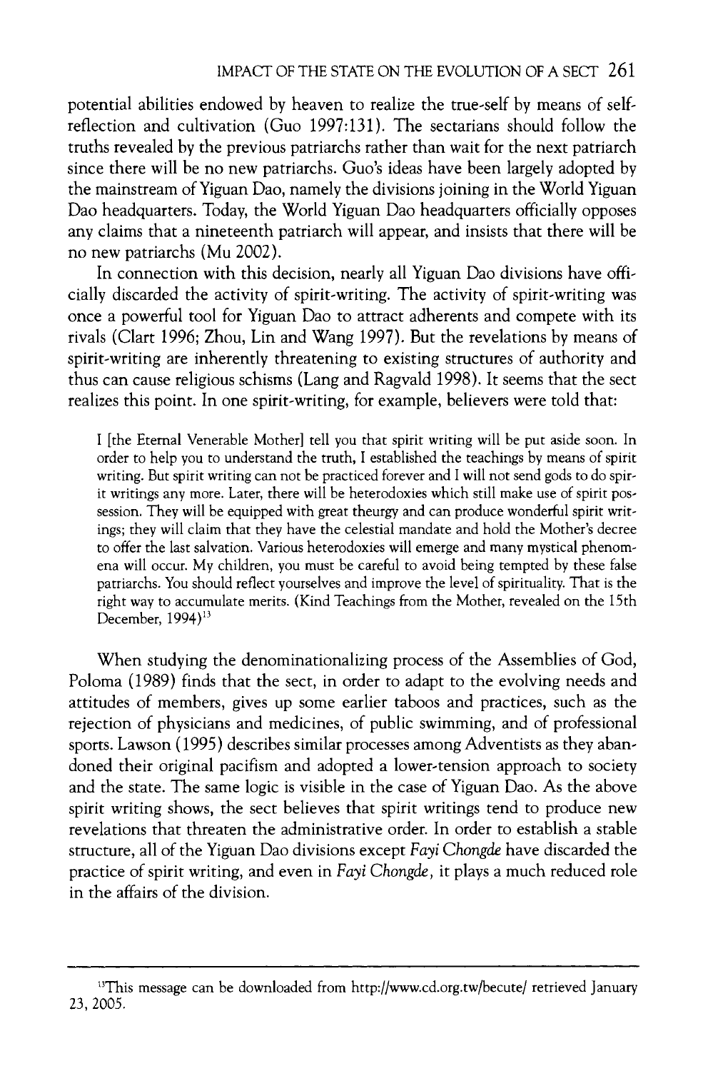potential abilities endowed by heaven to realize the true-self by means of self-reflection and cultivation (Guo 1997:131). The sectarians should follow the truths revealed by the previous patriarchs rather than wait for the next patriarch since there will be no new patriarchs. Guo's ideas have been largely adopted by the mainstream of Yiguan Dao, namely the divisions joining in the World Yiguan Dao headquarters. Today, the World Yiguan Dao headquarters officially opposes any claims that a nineteenth patriarch will appear, and insists that there will be no new patriarchs (Mu 2002).

In connection with this decision, nearly all Yiguan Dao divisions have officially discarded the activity of spirit-writing. The activity of spirit-writing was once a powerful tool for Yiguan Dao to attract adherents and compete with its rivals (Clart 1996; Zhou, Lin and Wang 1997). But the revelations by means of spirit-writing are inherently threatening to existing structures of authority and thus can cause religious schisms (Lang and Ragvald 1998). It seems that the sect realizes this point. In one spirit-writing, for example, believers were told that:

> I [the Eternal Venerable Mother] tell you that spirit writing will be put aside soon. In order to help you to understand the truth, I established the teachings by means of spirit writing. But spirit writing can not be practiced forever and I will not send gods to do spirit writings any more. Later, there will be heterodoxies which still make use of spirit possession. They will be equipped with great theurgy and can produce wonderful spirit writings; they will claim that they have the celestial mandate and hold the Mother's decree to offer the last salvation. Various heterodoxies will emerge and many mystical phenomena will occur. My children, you must be careful to avoid being tempted by these false patriarchs. You should reflect yourselves and improve the level of spirituality. That is the right way to accumulate merits. (Kind Teachings from the Mother, revealed on the 15th December, 1994)[13]

When studying the denominationalizing process of the Assemblies of God, Poloma (1989) finds that the sect, in order to adapt to the evolving needs and attitudes of members, gives up some earlier taboos and practices, such as the rejection of physicians and medicines, of public swimming, and of professional sports. Lawson (1995) describes similar processes among Adventists as they abandoned their original pacifism and adopted a lower-tension approach to society and the state. The same logic is visible in the case of Yiguan Dao. As the above spirit writing shows, the sect believes that spirit writings tend to produce new revelations that threaten the administrative order. In order to establish a stable structure, all of the Yiguan Dao divisions except *Fayi Chongde* have discarded the practice of spirit writing, and even in *Fayi Chongde*, it plays a much reduced role in the affairs of the division.

---

[13] This message can be downloaded from http://www.cd.org.tw/becute/ retrieved January 23, 2005.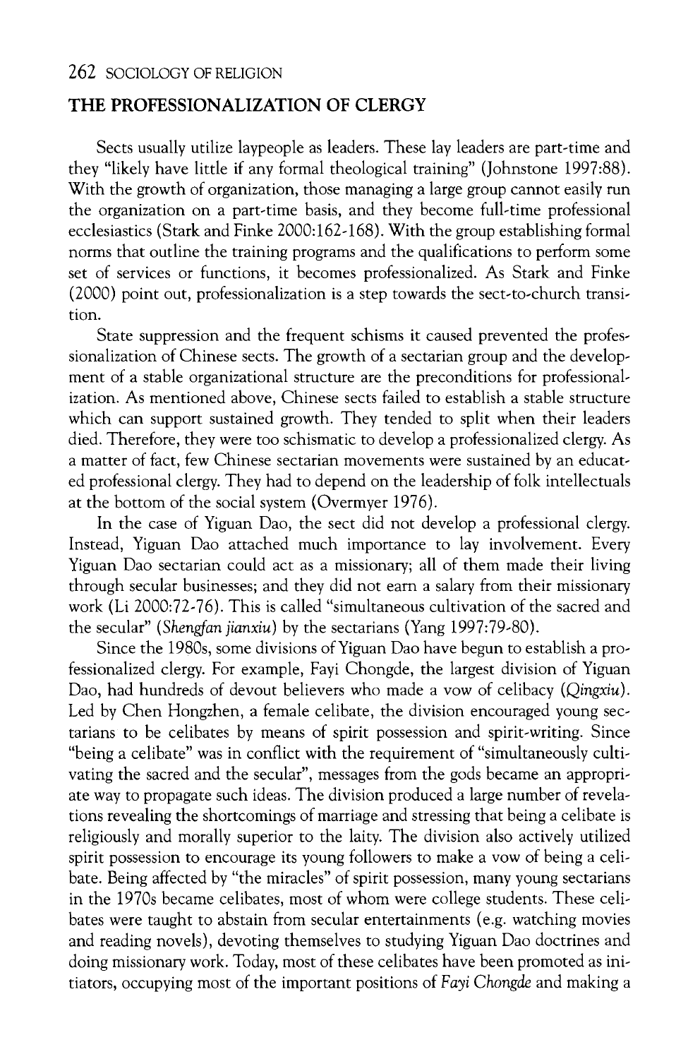## THE PROFESSIONALIZATION OF CLERGY

Sects usually utilize laypeople as leaders. These lay leaders are part-time and they "likely have little if any formal theological training" (Johnstone 1997:88). With the growth of organization, those managing a large group cannot easily run the organization on a part-time basis, and they become full-time professional ecclesiastics (Stark and Finke 2000:162-168). With the group establishing formal norms that outline the training programs and the qualifications to perform some set of services or functions, it becomes professionalized. As Stark and Finke (2000) point out, professionalization is a step towards the sect-to-church transition.

State suppression and the frequent schisms it caused prevented the professionalization of Chinese sects. The growth of a sectarian group and the development of a stable organizational structure are the preconditions for professionalization. As mentioned above, Chinese sects failed to establish a stable structure which can support sustained growth. They tended to split when their leaders died. Therefore, they were too schismatic to develop a professionalized clergy. As a matter of fact, few Chinese sectarian movements were sustained by an educated professional clergy. They had to depend on the leadership of folk intellectuals at the bottom of the social system (Overmyer 1976).

In the case of Yiguan Dao, the sect did not develop a professional clergy. Instead, Yiguan Dao attached much importance to lay involvement. Every Yiguan Dao sectarian could act as a missionary; all of them made their living through secular businesses; and they did not earn a salary from their missionary work (Li 2000:72-76). This is called "simultaneous cultivation of the sacred and the secular" (*Shengfan jianxiu*) by the sectarians (Yang 1997:79-80).

Since the 1980s, some divisions of Yiguan Dao have begun to establish a professionalized clergy. For example, Fayi Chongde, the largest division of Yiguan Dao, had hundreds of devout believers who made a vow of celibacy (*Qingxiu*). Led by Chen Hongzhen, a female celibate, the division encouraged young sectarians to be celibates by means of spirit possession and spirit-writing. Since "being a celibate" was in conflict with the requirement of "simultaneously cultivating the sacred and the secular", messages from the gods became an appropriate way to propagate such ideas. The division produced a large number of revelations revealing the shortcomings of marriage and stressing that being a celibate is religiously and morally superior to the laity. The division also actively utilized spirit possession to encourage its young followers to make a vow of being a celibate. Being affected by "the miracles" of spirit possession, many young sectarians in the 1970s became celibates, most of whom were college students. These celibates were taught to abstain from secular entertainments (e.g. watching movies and reading novels), devoting themselves to studying Yiguan Dao doctrines and doing missionary work. Today, most of these celibates have been promoted as initiators, occupying most of the important positions of *Fayi Chongde* and making a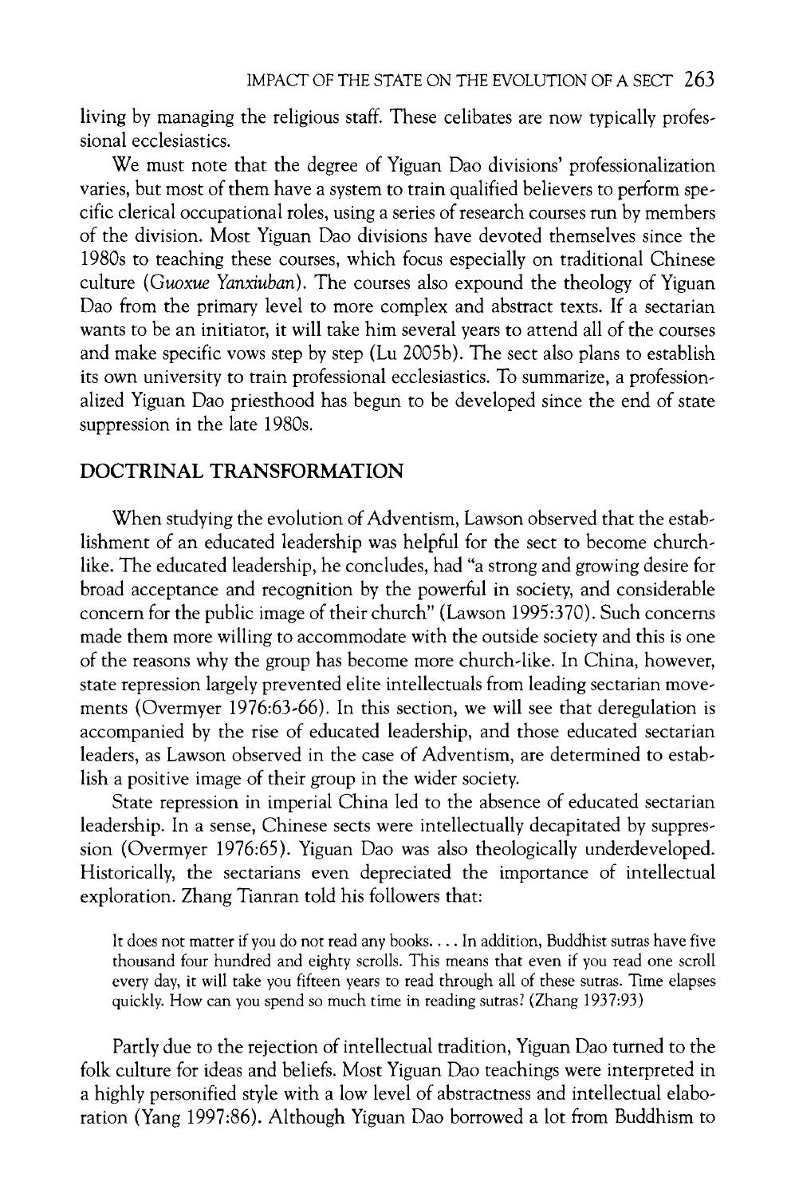living by managing the religious staff. These celibates are now typically professional ecclesiastics.

We must note that the degree of Yiguan Dao divisions' professionalization varies, but most of them have a system to train qualified believers to perform specific clerical occupational roles, using a series of research courses run by members of the division. Most Yiguan Dao divisions have devoted themselves since the 1980s to teaching these courses, which focus especially on traditional Chinese culture (*Guoxue Yanxiuban*). The courses also expound the theology of Yiguan Dao from the primary level to more complex and abstract texts. If a sectarian wants to be an initiator, it will take him several years to attend all of the courses and make specific vows step by step (Lu 2005b). The sect also plans to establish its own university to train professional ecclesiastics. To summarize, a professionalized Yiguan Dao priesthood has begun to be developed since the end of state suppression in the late 1980s.

## DOCTRINAL TRANSFORMATION

When studying the evolution of Adventism, Lawson observed that the establishment of an educated leadership was helpful for the sect to become church-like. The educated leadership, he concludes, had "a strong and growing desire for broad acceptance and recognition by the powerful in society, and considerable concern for the public image of their church" (Lawson 1995:370). Such concerns made them more willing to accommodate with the outside society and this is one of the reasons why the group has become more church-like. In China, however, state repression largely prevented elite intellectuals from leading sectarian movements (Overmyer 1976:63-66). In this section, we will see that deregulation is accompanied by the rise of educated leadership, and those educated sectarian leaders, as Lawson observed in the case of Adventism, are determined to establish a positive image of their group in the wider society.

State repression in imperial China led to the absence of educated sectarian leadership. In a sense, Chinese sects were intellectually decapitated by suppression (Overmyer 1976:65). Yiguan Dao was also theologically underdeveloped. Historically, the sectarians even depreciated the importance of intellectual exploration. Zhang Tianran told his followers that:

> It does not matter if you do not read any books. . . . In addition, Buddhist sutras have five thousand four hundred and eighty scrolls. This means that even if you read one scroll every day, it will take you fifteen years to read through all of these sutras. Time elapses quickly. How can you spend so much time in reading sutras? (Zhang 1937:93)

Partly due to the rejection of intellectual tradition, Yiguan Dao turned to the folk culture for ideas and beliefs. Most Yiguan Dao teachings were interpreted in a highly personified style with a low level of abstractness and intellectual elaboration (Yang 1997:86). Although Yiguan Dao borrowed a lot from Buddhism to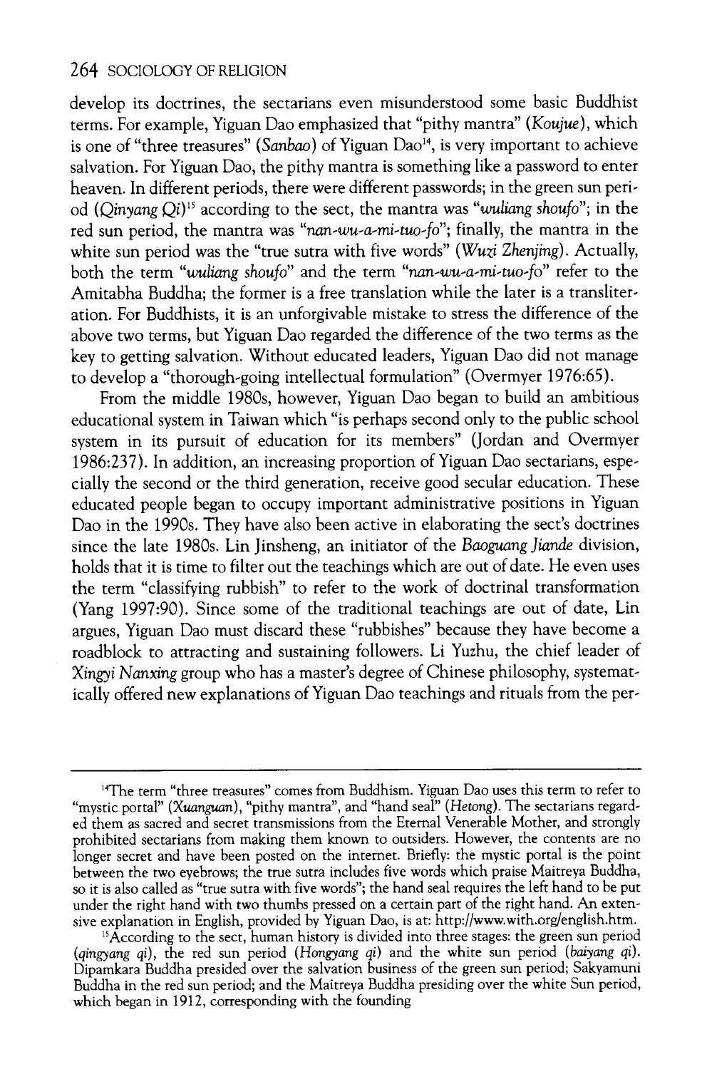develop its doctrines, the sectarians even misunderstood some basic Buddhist terms. For example, Yiguan Dao emphasized that "pithy mantra" (*Koujue*), which is one of "three treasures" (*Sanbao*) of Yiguan Dao[14], is very important to achieve salvation. For Yiguan Dao, the pithy mantra is something like a password to enter heaven. In different periods, there were different passwords; in the green sun period (*Qinyang Qi*)[15] according to the sect, the mantra was "*wuliang shoufo*"; in the red sun period, the mantra was "*nan-wu-a-mi-tuo-fo*"; finally, the mantra in the white sun period was the "true sutra with five words" (*Wuzi Zhenjing*). Actually, both the term "*wuliang shoufo*" and the term "*nan-wu-a-mi-tuo-fo*" refer to the Amitabha Buddha; the former is a free translation while the later is a transliteration. For Buddhists, it is an unforgivable mistake to stress the difference of the above two terms, but Yiguan Dao regarded the difference of the two terms as the key to getting salvation. Without educated leaders, Yiguan Dao did not manage to develop a "thorough-going intellectual formulation" (Overmyer 1976:65).

From the middle 1980s, however, Yiguan Dao began to build an ambitious educational system in Taiwan which "is perhaps second only to the public school system in its pursuit of education for its members" (Jordan and Overmyer 1986:237). In addition, an increasing proportion of Yiguan Dao sectarians, especially the second or the third generation, receive good secular education. These educated people began to occupy important administrative positions in Yiguan Dao in the 1990s. They have also been active in elaborating the sect's doctrines since the late 1980s. Lin Jinsheng, an initiator of the *Baoguang Jiande* division, holds that it is time to filter out the teachings which are out of date. He even uses the term "classifying rubbish" to refer to the work of doctrinal transformation (Yang 1997:90). Since some of the traditional teachings are out of date, Lin argues, Yiguan Dao must discard these "rubbishes" because they have become a roadblock to attracting and sustaining followers. Li Yuzhu, the chief leader of *Xingyi Nanxing* group who has a master's degree of Chinese philosophy, systematically offered new explanations of Yiguan Dao teachings and rituals from the per-

---

[14]The term "three treasures" comes from Buddhism. Yiguan Dao uses this term to refer to "mystic portal" (*Xuanguan*), "pithy mantra", and "hand seal" (*Hetong*). The sectarians regarded them as sacred and secret transmissions from the Eternal Venerable Mother, and strongly prohibited sectarians from making them known to outsiders. However, the contents are no longer secret and have been posted on the internet. Briefly: the mystic portal is the point between the two eyebrows; the true sutra includes five words which praise Maitreya Buddha, so it is also called as "true sutra with five words"; the hand seal requires the left hand to be put under the right hand with two thumbs pressed on a certain part of the right hand. An extensive explanation in English, provided by Yiguan Dao, is at: http://www.with.org/english.htm.

[15]According to the sect, human history is divided into three stages: the green sun period (*qingyang qi*), the red sun period (*Hongyang qi*) and the white sun period (*baiyang qi*). Dipamkara Buddha presided over the salvation business of the green sun period; Sakyamuni Buddha in the red sun period; and the Maitreya Buddha presiding over the white Sun period, which began in 1912, corresponding with the founding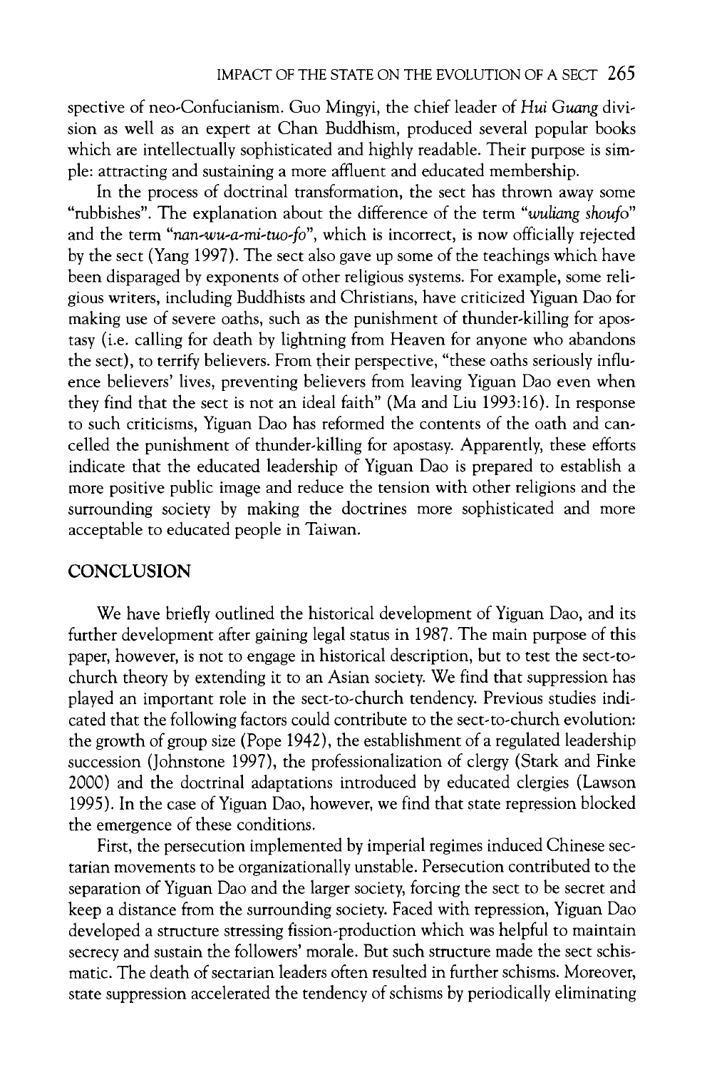spective of neo-Confucianism. Guo Mingyi, the chief leader of *Hui Guang* division as well as an expert at Chan Buddhism, produced several popular books which are intellectually sophisticated and highly readable. Their purpose is simple: attracting and sustaining a more affluent and educated membership.

In the process of doctrinal transformation, the sect has thrown away some "rubbishes". The explanation about the difference of the term "*wuliang shoufo*" and the term "*nan-wu-a-mi-tuo-fo*", which is incorrect, is now officially rejected by the sect (Yang 1997). The sect also gave up some of the teachings which have been disparaged by exponents of other religious systems. For example, some religious writers, including Buddhists and Christians, have criticized Yiguan Dao for making use of severe oaths, such as the punishment of thunder-killing for apostasy (i.e. calling for death by lightning from Heaven for anyone who abandons the sect), to terrify believers. From their perspective, "these oaths seriously influence believers' lives, preventing believers from leaving Yiguan Dao even when they find that the sect is not an ideal faith" (Ma and Liu 1993:16). In response to such criticisms, Yiguan Dao has reformed the contents of the oath and cancelled the punishment of thunder-killing for apostasy. Apparently, these efforts indicate that the educated leadership of Yiguan Dao is prepared to establish a more positive public image and reduce the tension with other religions and the surrounding society by making the doctrines more sophisticated and more acceptable to educated people in Taiwan.

## CONCLUSION

We have briefly outlined the historical development of Yiguan Dao, and its further development after gaining legal status in 1987. The main purpose of this paper, however, is not to engage in historical description, but to test the sect-to-church theory by extending it to an Asian society. We find that suppression has played an important role in the sect-to-church tendency. Previous studies indicated that the following factors could contribute to the sect-to-church evolution: the growth of group size (Pope 1942), the establishment of a regulated leadership succession (Johnstone 1997), the professionalization of clergy (Stark and Finke 2000) and the doctrinal adaptations introduced by educated clergies (Lawson 1995). In the case of Yiguan Dao, however, we find that state repression blocked the emergence of these conditions.

First, the persecution implemented by imperial regimes induced Chinese sectarian movements to be organizationally unstable. Persecution contributed to the separation of Yiguan Dao and the larger society, forcing the sect to be secret and keep a distance from the surrounding society. Faced with repression, Yiguan Dao developed a structure stressing fission-production which was helpful to maintain secrecy and sustain the followers' morale. But such structure made the sect schismatic. The death of sectarian leaders often resulted in further schisms. Moreover, state suppression accelerated the tendency of schisms by periodically eliminating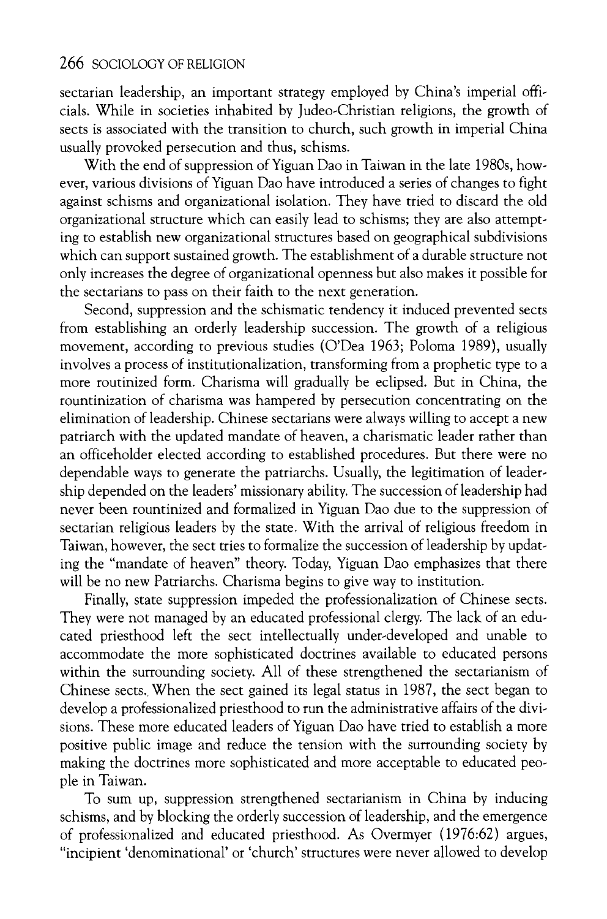sectarian leadership, an important strategy employed by China's imperial officials. While in societies inhabited by Judeo-Christian religions, the growth of sects is associated with the transition to church, such growth in imperial China usually provoked persecution and thus, schisms.

With the end of suppression of Yiguan Dao in Taiwan in the late 1980s, however, various divisions of Yiguan Dao have introduced a series of changes to fight against schisms and organizational isolation. They have tried to discard the old organizational structure which can easily lead to schisms; they are also attempting to establish new organizational structures based on geographical subdivisions which can support sustained growth. The establishment of a durable structure not only increases the degree of organizational openness but also makes it possible for the sectarians to pass on their faith to the next generation.

Second, suppression and the schismatic tendency it induced prevented sects from establishing an orderly leadership succession. The growth of a religious movement, according to previous studies (O'Dea 1963; Poloma 1989), usually involves a process of institutionalization, transforming from a prophetic type to a more routinized form. Charisma will gradually be eclipsed. But in China, the rountinization of charisma was hampered by persecution concentrating on the elimination of leadership. Chinese sectarians were always willing to accept a new patriarch with the updated mandate of heaven, a charismatic leader rather than an officeholder elected according to established procedures. But there were no dependable ways to generate the patriarchs. Usually, the legitimation of leadership depended on the leaders' missionary ability. The succession of leadership had never been rountinized and formalized in Yiguan Dao due to the suppression of sectarian religious leaders by the state. With the arrival of religious freedom in Taiwan, however, the sect tries to formalize the succession of leadership by updating the "mandate of heaven" theory. Today, Yiguan Dao emphasizes that there will be no new Patriarchs. Charisma begins to give way to institution.

Finally, state suppression impeded the professionalization of Chinese sects. They were not managed by an educated professional clergy. The lack of an educated priesthood left the sect intellectually under-developed and unable to accommodate the more sophisticated doctrines available to educated persons within the surrounding society. All of these strengthened the sectarianism of Chinese sects. When the sect gained its legal status in 1987, the sect began to develop a professionalized priesthood to run the administrative affairs of the divisions. These more educated leaders of Yiguan Dao have tried to establish a more positive public image and reduce the tension with the surrounding society by making the doctrines more sophisticated and more acceptable to educated people in Taiwan.

To sum up, suppression strengthened sectarianism in China by inducing schisms, and by blocking the orderly succession of leadership, and the emergence of professionalized and educated priesthood. As Overmyer (1976:62) argues, "incipient 'denominational' or 'church' structures were never allowed to develop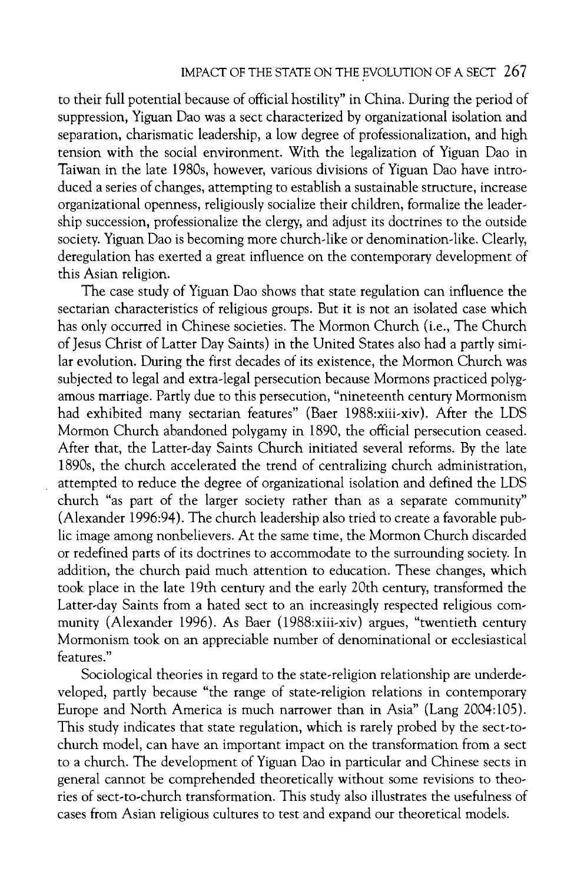to their full potential because of official hostility" in China. During the period of suppression, Yiguan Dao was a sect characterized by organizational isolation and separation, charismatic leadership, a low degree of professionalization, and high tension with the social environment. With the legalization of Yiguan Dao in Taiwan in the late 1980s, however, various divisions of Yiguan Dao have introduced a series of changes, attempting to establish a sustainable structure, increase organizational openness, religiously socialize their children, formalize the leadership succession, professionalize the clergy, and adjust its doctrines to the outside society. Yiguan Dao is becoming more church-like or denomination-like. Clearly, deregulation has exerted a great influence on the contemporary development of this Asian religion.

The case study of Yiguan Dao shows that state regulation can influence the sectarian characteristics of religious groups. But it is not an isolated case which has only occurred in Chinese societies. The Mormon Church (i.e., The Church of Jesus Christ of Latter Day Saints) in the United States also had a partly similar evolution. During the first decades of its existence, the Mormon Church was subjected to legal and extra-legal persecution because Mormons practiced polygamous marriage. Partly due to this persecution, "nineteenth century Mormonism had exhibited many sectarian features" (Baer 1988:xiii-xiv). After the LDS Mormon Church abandoned polygamy in 1890, the official persecution ceased. After that, the Latter-day Saints Church initiated several reforms. By the late 1890s, the church accelerated the trend of centralizing church administration, attempted to reduce the degree of organizational isolation and defined the LDS church "as part of the larger society rather than as a separate community" (Alexander 1996:94). The church leadership also tried to create a favorable public image among nonbelievers. At the same time, the Mormon Church discarded or redefined parts of its doctrines to accommodate to the surrounding society. In addition, the church paid much attention to education. These changes, which took place in the late 19th century and the early 20th century, transformed the Latter-day Saints from a hated sect to an increasingly respected religious community (Alexander 1996). As Baer (1988:xiii-xiv) argues, "twentieth century Mormonism took on an appreciable number of denominational or ecclesiastical features."

Sociological theories in regard to the state-religion relationship are underdeveloped, partly because "the range of state-religion relations in contemporary Europe and North America is much narrower than in Asia" (Lang 2004:105). This study indicates that state regulation, which is rarely probed by the sect-to-church model, can have an important impact on the transformation from a sect to a church. The development of Yiguan Dao in particular and Chinese sects in general cannot be comprehended theoretically without some revisions to theories of sect-to-church transformation. This study also illustrates the usefulness of cases from Asian religious cultures to test and expand our theoretical models.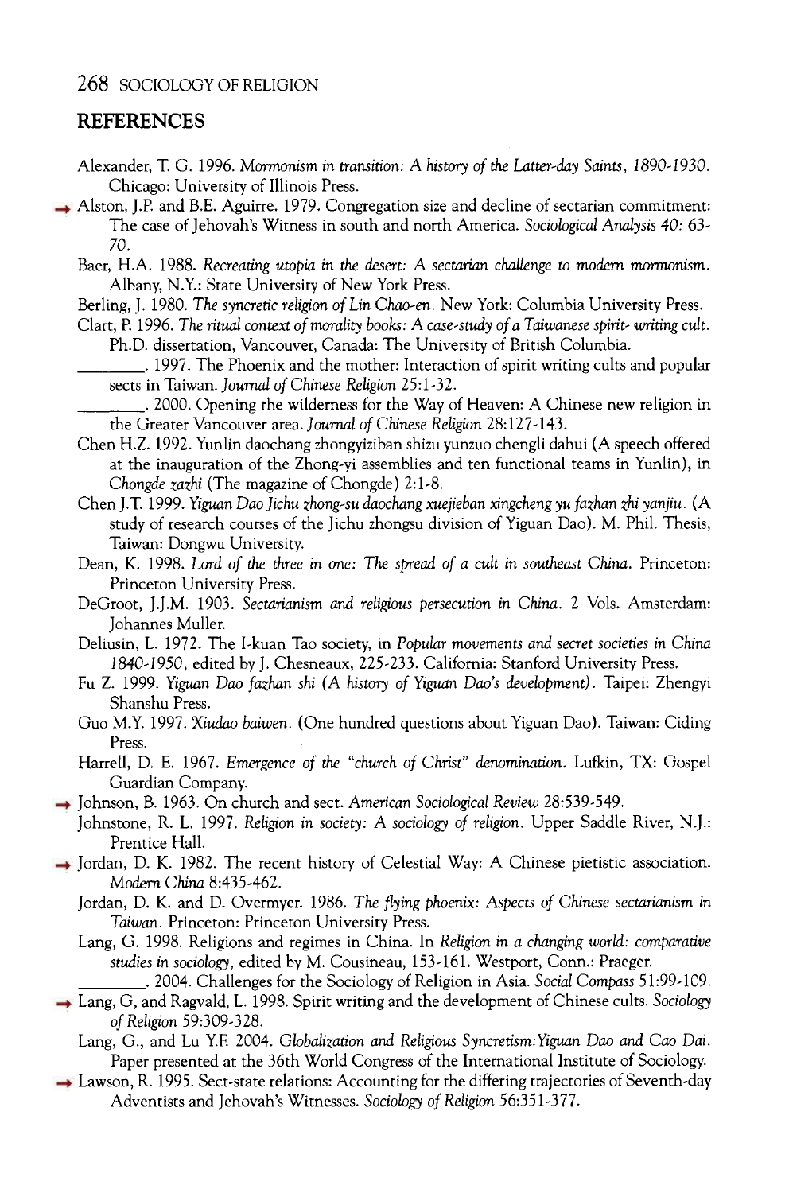## REFERENCES

Alexander, T. G. 1996. *Mormonism in transition: A history of the Latter-day Saints, 1890-1930.* Chicago: University of Illinois Press.

→ Alston, J.P. and B.E. Aguirre. 1979. Congregation size and decline of sectarian commitment: The case of Jehovah's Witness in south and north America. *Sociological Analysis* 40: 63-70.

Baer, H.A. 1988. *Recreating utopia in the desert: A sectarian challenge to modern mormonism.* Albany, N.Y.: State University of New York Press.

Berling, J. 1980. *The syncretic religion of Lin Chao-en.* New York: Columbia University Press.

Clart, P. 1996. *The ritual context of morality books: A case-study of a Taiwanese spirit- writing cult.* Ph.D. dissertation, Vancouver, Canada: The University of British Columbia.

________. 1997. The Phoenix and the mother: Interaction of spirit writing cults and popular sects in Taiwan. *Journal of Chinese Religion* 25:1-32.

________. 2000. Opening the wilderness for the Way of Heaven: A Chinese new religion in the Greater Vancouver area. *Journal of Chinese Religion* 28:127-143.

Chen H.Z. 1992. Yunlin daochang zhongyiziban shizu yunzuo chengli dahui (A speech offered at the inauguration of the Zhong-yi assemblies and ten functional teams in Yunlin), in *Chongde zazhi* (The magazine of Chongde) 2:1-8.

Chen J.T. 1999. *Yiguan Dao Jichu zhong-su daochang xuejieban xingcheng yu fazhan zhi yanjiu.* (A study of research courses of the Jichu zhongsu division of Yiguan Dao). M. Phil. Thesis, Taiwan: Dongwu University.

Dean, K. 1998. *Lord of the three in one: The spread of a cult in southeast China.* Princeton: Princeton University Press.

DeGroot, J.J.M. 1903. *Sectarianism and religious persecution in China.* 2 Vols. Amsterdam: Johannes Muller.

Deliusin, L. 1972. The I-kuan Tao society, in *Popular movements and secret societies in China 1840-1950*, edited by J. Chesneaux, 225-233. California: Stanford University Press.

Fu Z. 1999. *Yiguan Dao fazhan shi (A history of Yiguan Dao's development).* Taipei: Zhengyi Shanshu Press.

Guo M.Y. 1997. *Xiudao baiwen.* (One hundred questions about Yiguan Dao). Taiwan: Ciding Press.

Harrell, D. E. 1967. *Emergence of the "church of Christ" denomination.* Lufkin, TX: Gospel Guardian Company.

→ Johnson, B. 1963. On church and sect. *American Sociological Review* 28:539-549.

Johnstone, R. L. 1997. *Religion in society: A sociology of religion.* Upper Saddle River, N.J.: Prentice Hall.

→ Jordan, D. K. 1982. The recent history of Celestial Way: A Chinese pietistic association. *Modern China* 8:435-462.

Jordan, D. K. and D. Overmyer. 1986. *The flying phoenix: Aspects of Chinese sectarianism in Taiwan.* Princeton: Princeton University Press.

Lang, G. 1998. Religions and regimes in China. In *Religion in a changing world: comparative studies in sociology*, edited by M. Cousineau, 153-161. Westport, Conn.: Praeger.

________. 2004. Challenges for the Sociology of Religion in Asia. *Social Compass* 51:99-109.

→ Lang, G, and Ragvald, L. 1998. Spirit writing and the development of Chinese cults. *Sociology of Religion* 59:309-328.

Lang, G., and Lu Y.F. 2004. *Globalization and Religious Syncretism: Yiguan Dao and Cao Dai.* Paper presented at the 36th World Congress of the International Institute of Sociology.

→ Lawson, R. 1995. Sect-state relations: Accounting for the differing trajectories of Seventh-day Adventists and Jehovah's Witnesses. *Sociology of Religion* 56:351-377.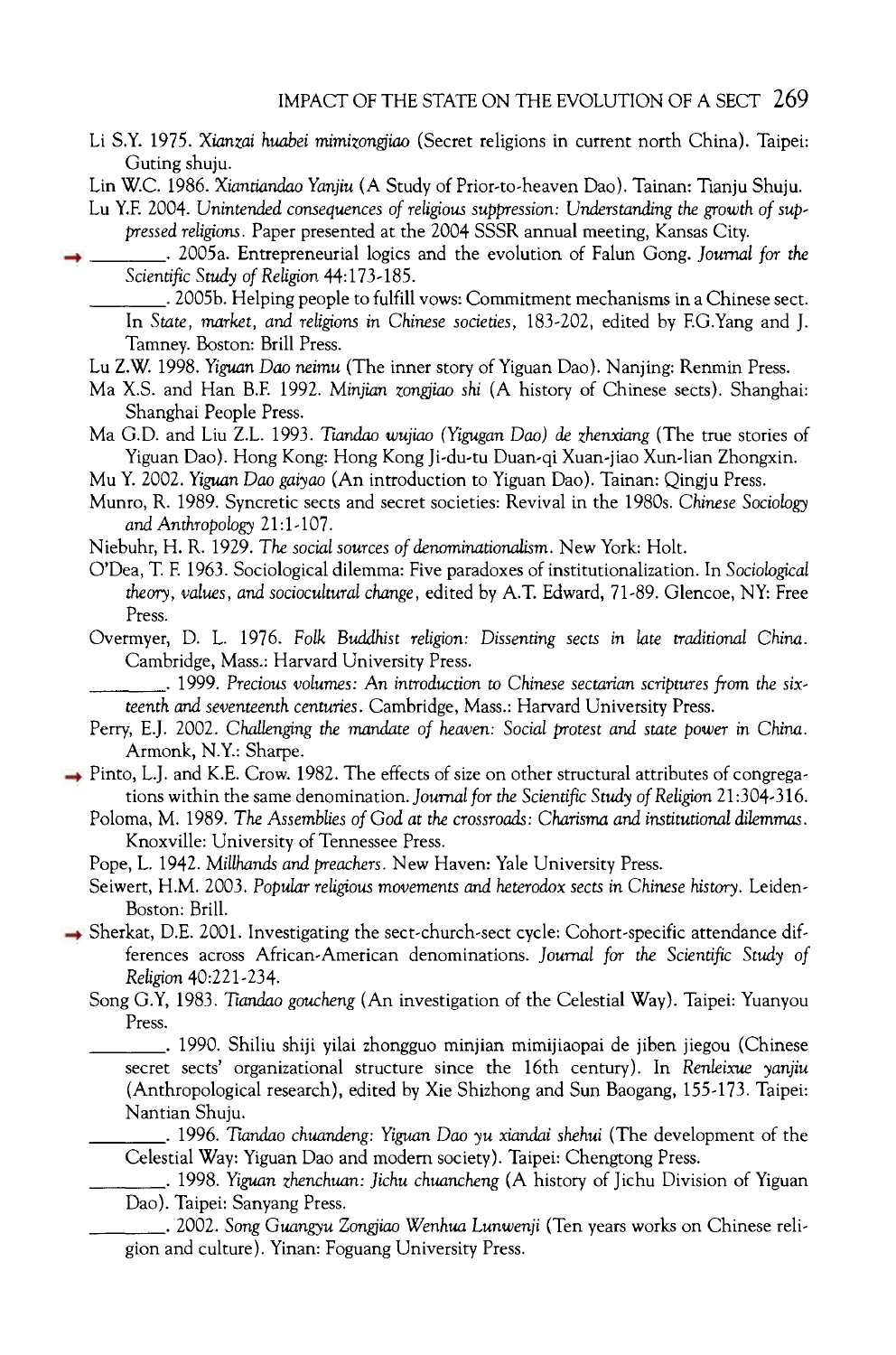Li S.Y. 1975. *Xianzai huabei mimizongjiao* (Secret religions in current north China). Taipei: Guting shuju.

Lin W.C. 1986. *Xiantiandao Yanjiu* (A Study of Prior-to-heaven Dao). Tainan: Tianju Shuju.

Lu Y.F. 2004. *Unintended consequences of religious suppression: Understanding the growth of suppressed religions*. Paper presented at the 2004 SSSR annual meeting, Kansas City.

→ ________. 2005a. Entrepreneurial logics and the evolution of Falun Gong. *Journal for the Scientific Study of Religion* 44:173-185.

________. 2005b. Helping people to fulfill vows: Commitment mechanisms in a Chinese sect. In *State, market, and religions in Chinese societies*, 183-202, edited by F.G.Yang and J. Tamney. Boston: Brill Press.

Lu Z.W. 1998. *Yiguan Dao neimu* (The inner story of Yiguan Dao). Nanjing: Renmin Press.

Ma X.S. and Han B.F. 1992. *Minjian zongjiao shi* (A history of Chinese sects). Shanghai: Shanghai People Press.

Ma G.D. and Liu Z.L. 1993. *Tiandao wujiao (Yigugan Dao) de zhenxiang* (The true stories of Yiguan Dao). Hong Kong: Hong Kong Ji-du-tu Duan-qi Xuan-jiao Xun-lian Zhongxin.

Mu Y. 2002. *Yiguan Dao gaiyao* (An introduction to Yiguan Dao). Tainan: Qingju Press.

Munro, R. 1989. Syncretic sects and secret societies: Revival in the 1980s. *Chinese Sociology and Anthropology* 21:1-107.

Niebuhr, H. R. 1929. *The social sources of denominationalism*. New York: Holt.

O'Dea, T. F. 1963. Sociological dilemma: Five paradoxes of institutionalization. In *Sociological theory, values, and sociocultural change*, edited by A.T. Edward, 71-89. Glencoe, NY: Free Press.

Overmyer, D. L. 1976. *Folk Buddhist religion: Dissenting sects in late traditional China*. Cambridge, Mass.: Harvard University Press.

________. 1999. *Precious volumes: An introduction to Chinese sectarian scriptures from the sixteenth and seventeenth centuries*. Cambridge, Mass.: Harvard University Press.

Perry, E.J. 2002. *Challenging the mandate of heaven: Social protest and state power in China*. Armonk, N.Y.: Sharpe.

→ Pinto, L.J. and K.E. Crow. 1982. The effects of size on other structural attributes of congregations within the same denomination. *Journal for the Scientific Study of Religion* 21:304-316.

Poloma, M. 1989. *The Assemblies of God at the crossroads: Charisma and institutional dilemmas*. Knoxville: University of Tennessee Press.

Pope, L. 1942. *Millhands and preachers*. New Haven: Yale University Press.

Seiwert, H.M. 2003. *Popular religious movements and heterodox sects in Chinese history*. Leiden-Boston: Brill.

→ Sherkat, D.E. 2001. Investigating the sect-church-sect cycle: Cohort-specific attendance differences across African-American denominations. *Journal for the Scientific Study of Religion* 40:221-234.

Song G.Y, 1983. *Tiandao goucheng* (An investigation of the Celestial Way). Taipei: Yuanyou Press.

________. 1990. Shiliu shiji yilai zhongguo minjian mimijiaopai de jiben jiegou (Chinese secret sects' organizational structure since the 16th century). In *Renleixue yanjiu* (Anthropological research), edited by Xie Shizhong and Sun Baogang, 155-173. Taipei: Nantian Shuju.

________. 1996. *Tiandao chuandeng: Yiguan Dao yu xiandai shehui* (The development of the Celestial Way: Yiguan Dao and modern society). Taipei: Chengtong Press.

________. 1998. *Yiguan zhenchuan: Jichu chuancheng* (A history of Jichu Division of Yiguan Dao). Taipei: Sanyang Press.

________. 2002. *Song Guangyu Zongjiao Wenhua Lunwenji* (Ten years works on Chinese religion and culture). Yinan: Foguang University Press.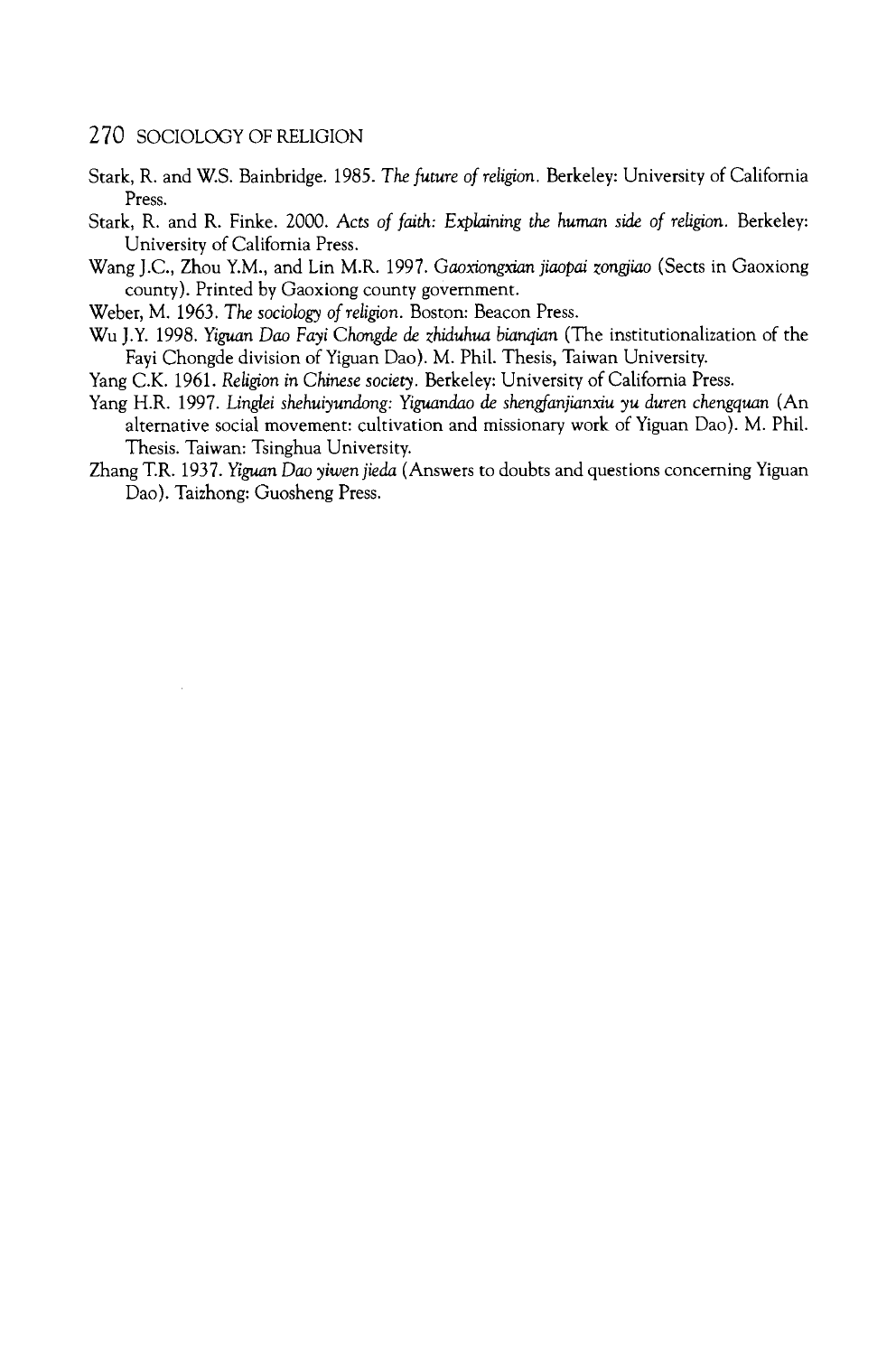Stark, R. and W.S. Bainbridge. 1985. *The future of religion*. Berkeley: University of California Press.

Stark, R. and R. Finke. 2000. *Acts of faith: Explaining the human side of religion*. Berkeley: University of California Press.

Wang J.C., Zhou Y.M., and Lin M.R. 1997. *Gaoxiongxian jiaopai zongjiao* (Sects in Gaoxiong county). Printed by Gaoxiong county government.

Weber, M. 1963. *The sociology of religion*. Boston: Beacon Press.

Wu J.Y. 1998. *Yiguan Dao Fayi Chongde de zhiduhua bianqian* (The institutionalization of the Fayi Chongde division of Yiguan Dao). M. Phil. Thesis, Taiwan University.

Yang C.K. 1961. *Religion in Chinese society*. Berkeley: University of California Press.

Yang H.R. 1997. *Linglei shehuiyundong: Yiguandao de shengfanjianxiu yu duren chengquan* (An alternative social movement: cultivation and missionary work of Yiguan Dao). M. Phil. Thesis. Taiwan: Tsinghua University.

Zhang T.R. 1937. *Yiguan Dao yiwen jieda* (Answers to doubts and questions concerning Yiguan Dao). Taizhong: Guosheng Press.